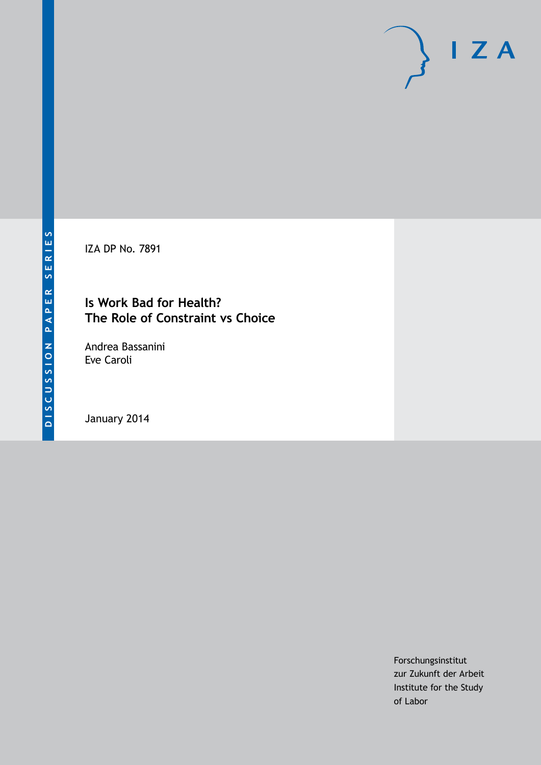DISCUSSION PAPER SERIES

IZA DP No. 7891

# Is Work Bad for Health? The Role of Constraint vs Choice

Andrea Bassanini
Eve Caroli

January 2014

Forschungsinstitut
zur Zukunft der Arbeit
Institute for the Study
of Labor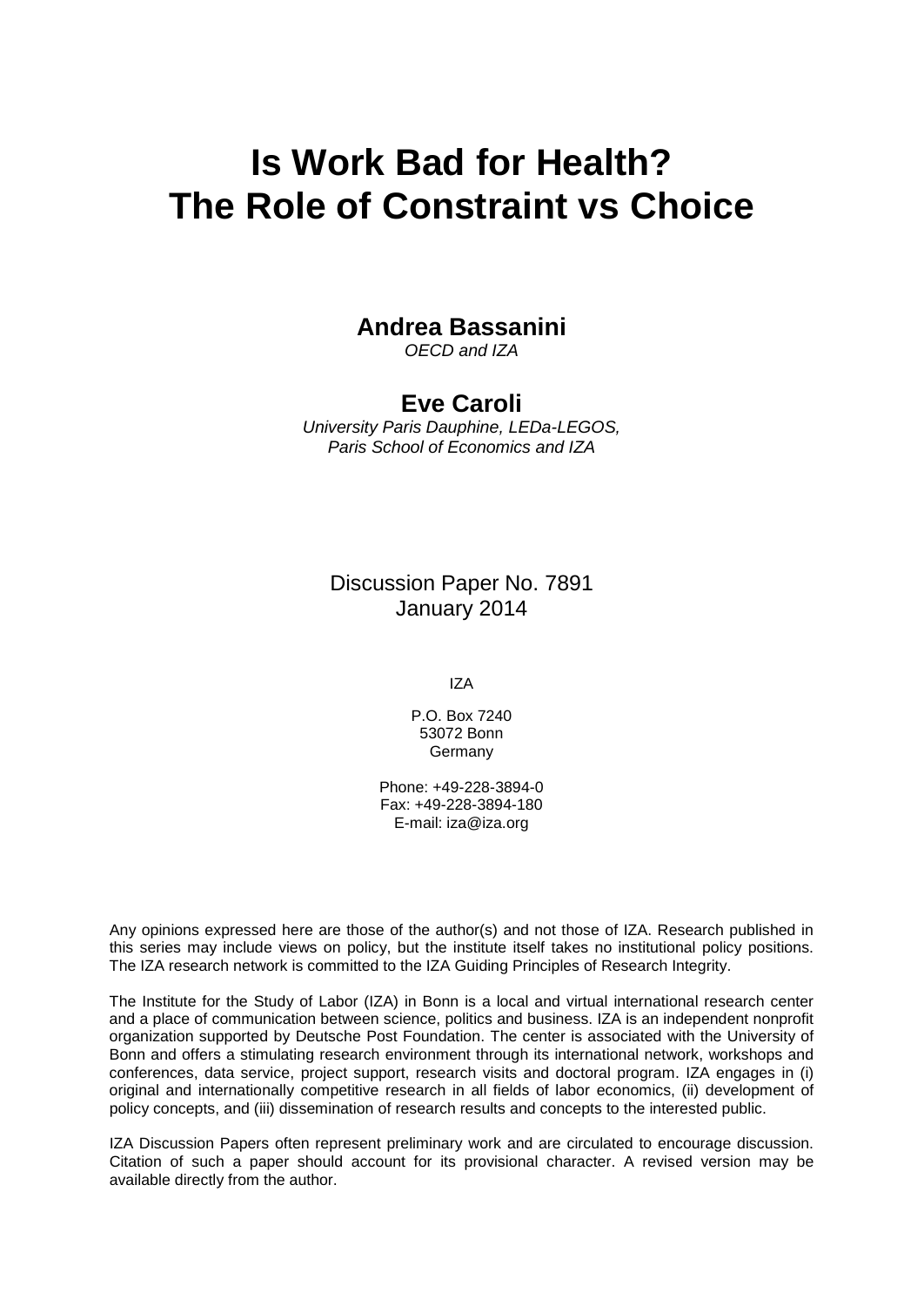# Is Work Bad for Health? The Role of Constraint vs Choice

**Andrea Bassanini**
*OECD and IZA*

**Eve Caroli**
*University Paris Dauphine, LEDa-LEGOS, Paris School of Economics and IZA*

Discussion Paper No. 7891
January 2014

IZA

P.O. Box 7240
53072 Bonn
Germany

Phone: +49-228-3894-0
Fax: +49-228-3894-180
E-mail: iza@iza.org

Any opinions expressed here are those of the author(s) and not those of IZA. Research published in this series may include views on policy, but the institute itself takes no institutional policy positions. The IZA research network is committed to the IZA Guiding Principles of Research Integrity.

The Institute for the Study of Labor (IZA) in Bonn is a local and virtual international research center and a place of communication between science, politics and business. IZA is an independent nonprofit organization supported by Deutsche Post Foundation. The center is associated with the University of Bonn and offers a stimulating research environment through its international network, workshops and conferences, data service, project support, research visits and doctoral program. IZA engages in (i) original and internationally competitive research in all fields of labor economics, (ii) development of policy concepts, and (iii) dissemination of research results and concepts to the interested public.

IZA Discussion Papers often represent preliminary work and are circulated to encourage discussion. Citation of such a paper should account for its provisional character. A revised version may be available directly from the author.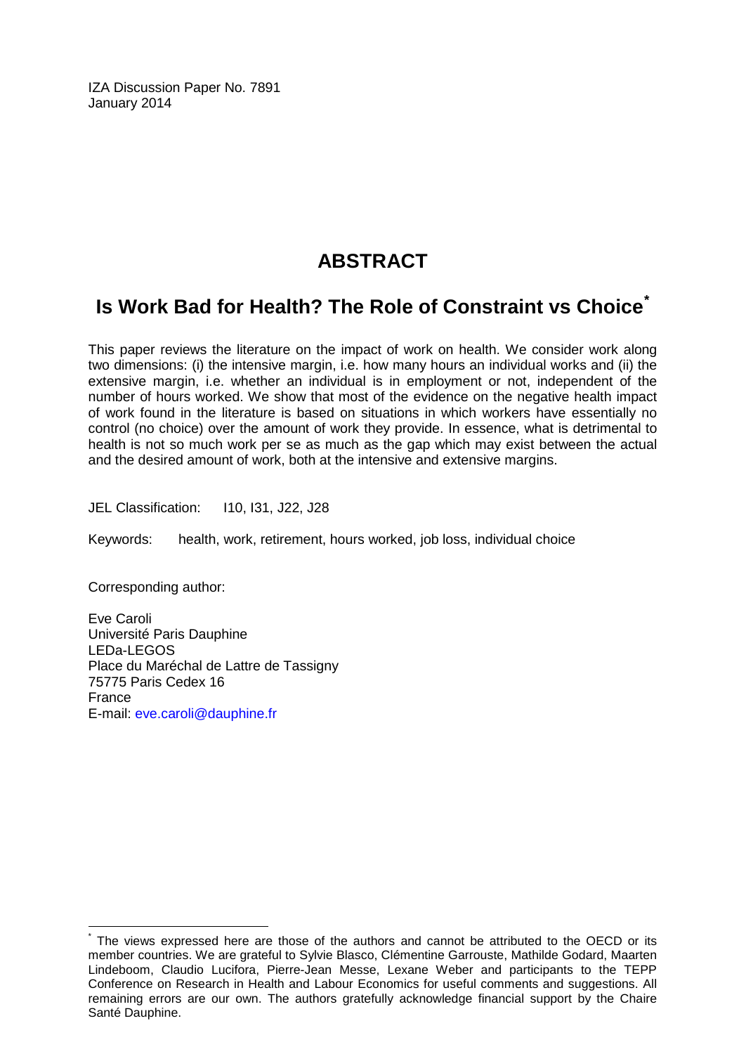IZA Discussion Paper No. 7891
January 2014

# ABSTRACT

## Is Work Bad for Health? The Role of Constraint vs Choice[*]

This paper reviews the literature on the impact of work on health. We consider work along two dimensions: (i) the intensive margin, i.e. how many hours an individual works and (ii) the extensive margin, i.e. whether an individual is in employment or not, independent of the number of hours worked. We show that most of the evidence on the negative health impact of work found in the literature is based on situations in which workers have essentially no control (no choice) over the amount of work they provide. In essence, what is detrimental to health is not so much work per se as much as the gap which may exist between the actual and the desired amount of work, both at the intensive and extensive margins.

JEL Classification: I10, I31, J22, J28

Keywords: health, work, retirement, hours worked, job loss, individual choice

Corresponding author:

Eve Caroli
Université Paris Dauphine
LEDa-LEGOS
Place du Maréchal de Lattre de Tassigny
75775 Paris Cedex 16
France
E-mail: eve.caroli@dauphine.fr

[*] The views expressed here are those of the authors and cannot be attributed to the OECD or its member countries. We are grateful to Sylvie Blasco, Clémentine Garrouste, Mathilde Godard, Maarten Lindeboom, Claudio Lucifora, Pierre-Jean Messe, Lexane Weber and participants to the TEPP Conference on Research in Health and Labour Economics for useful comments and suggestions. All remaining errors are our own. The authors gratefully acknowledge financial support by the Chaire Santé Dauphine.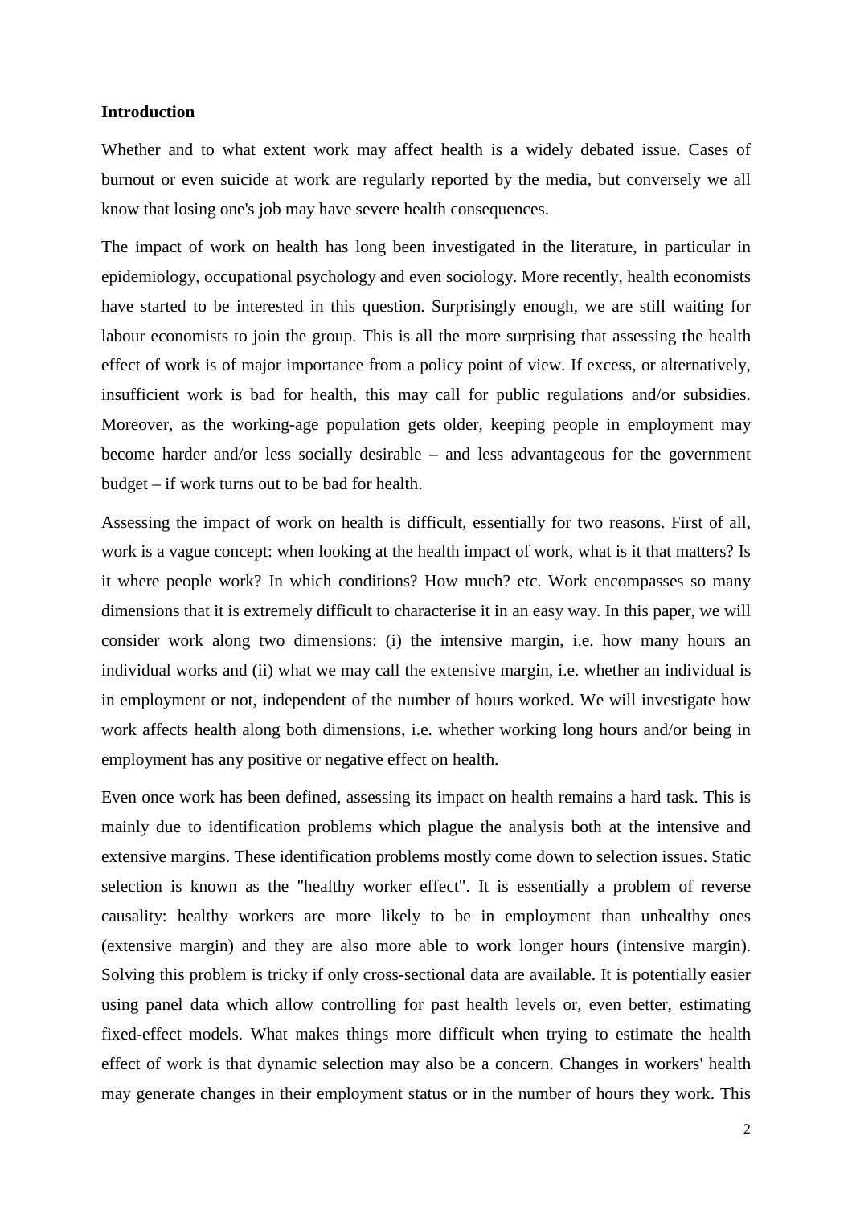**Introduction**

Whether and to what extent work may affect health is a widely debated issue. Cases of burnout or even suicide at work are regularly reported by the media, but conversely we all know that losing one's job may have severe health consequences.

The impact of work on health has long been investigated in the literature, in particular in epidemiology, occupational psychology and even sociology. More recently, health economists have started to be interested in this question. Surprisingly enough, we are still waiting for labour economists to join the group. This is all the more surprising that assessing the health effect of work is of major importance from a policy point of view. If excess, or alternatively, insufficient work is bad for health, this may call for public regulations and/or subsidies. Moreover, as the working-age population gets older, keeping people in employment may become harder and/or less socially desirable – and less advantageous for the government budget – if work turns out to be bad for health.

Assessing the impact of work on health is difficult, essentially for two reasons. First of all, work is a vague concept: when looking at the health impact of work, what is it that matters? Is it where people work? In which conditions? How much? etc. Work encompasses so many dimensions that it is extremely difficult to characterise it in an easy way. In this paper, we will consider work along two dimensions: (i) the intensive margin, i.e. how many hours an individual works and (ii) what we may call the extensive margin, i.e. whether an individual is in employment or not, independent of the number of hours worked. We will investigate how work affects health along both dimensions, i.e. whether working long hours and/or being in employment has any positive or negative effect on health.

Even once work has been defined, assessing its impact on health remains a hard task. This is mainly due to identification problems which plague the analysis both at the intensive and extensive margins. These identification problems mostly come down to selection issues. Static selection is known as the "healthy worker effect". It is essentially a problem of reverse causality: healthy workers are more likely to be in employment than unhealthy ones (extensive margin) and they are also more able to work longer hours (intensive margin). Solving this problem is tricky if only cross-sectional data are available. It is potentially easier using panel data which allow controlling for past health levels or, even better, estimating fixed-effect models. What makes things more difficult when trying to estimate the health effect of work is that dynamic selection may also be a concern. Changes in workers' health may generate changes in their employment status or in the number of hours they work. This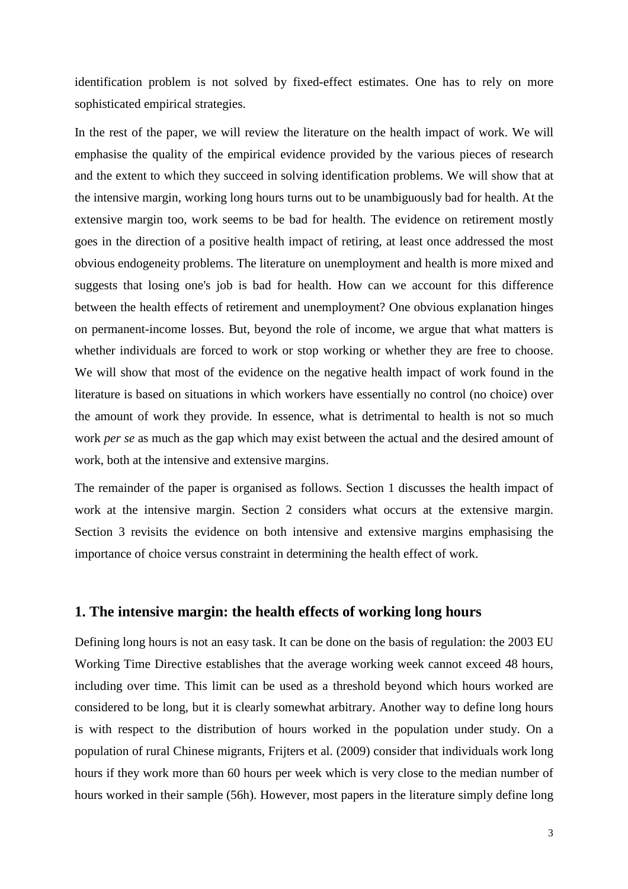identification problem is not solved by fixed-effect estimates. One has to rely on more sophisticated empirical strategies.

In the rest of the paper, we will review the literature on the health impact of work. We will emphasise the quality of the empirical evidence provided by the various pieces of research and the extent to which they succeed in solving identification problems. We will show that at the intensive margin, working long hours turns out to be unambiguously bad for health. At the extensive margin too, work seems to be bad for health. The evidence on retirement mostly goes in the direction of a positive health impact of retiring, at least once addressed the most obvious endogeneity problems. The literature on unemployment and health is more mixed and suggests that losing one's job is bad for health. How can we account for this difference between the health effects of retirement and unemployment? One obvious explanation hinges on permanent-income losses. But, beyond the role of income, we argue that what matters is whether individuals are forced to work or stop working or whether they are free to choose. We will show that most of the evidence on the negative health impact of work found in the literature is based on situations in which workers have essentially no control (no choice) over the amount of work they provide. In essence, what is detrimental to health is not so much work *per se* as much as the gap which may exist between the actual and the desired amount of work, both at the intensive and extensive margins.

The remainder of the paper is organised as follows. Section 1 discusses the health impact of work at the intensive margin. Section 2 considers what occurs at the extensive margin. Section 3 revisits the evidence on both intensive and extensive margins emphasising the importance of choice versus constraint in determining the health effect of work.

## 1. The intensive margin: the health effects of working long hours

Defining long hours is not an easy task. It can be done on the basis of regulation: the 2003 EU Working Time Directive establishes that the average working week cannot exceed 48 hours, including over time. This limit can be used as a threshold beyond which hours worked are considered to be long, but it is clearly somewhat arbitrary. Another way to define long hours is with respect to the distribution of hours worked in the population under study. On a population of rural Chinese migrants, Frijters et al. (2009) consider that individuals work long hours if they work more than 60 hours per week which is very close to the median number of hours worked in their sample (56h). However, most papers in the literature simply define long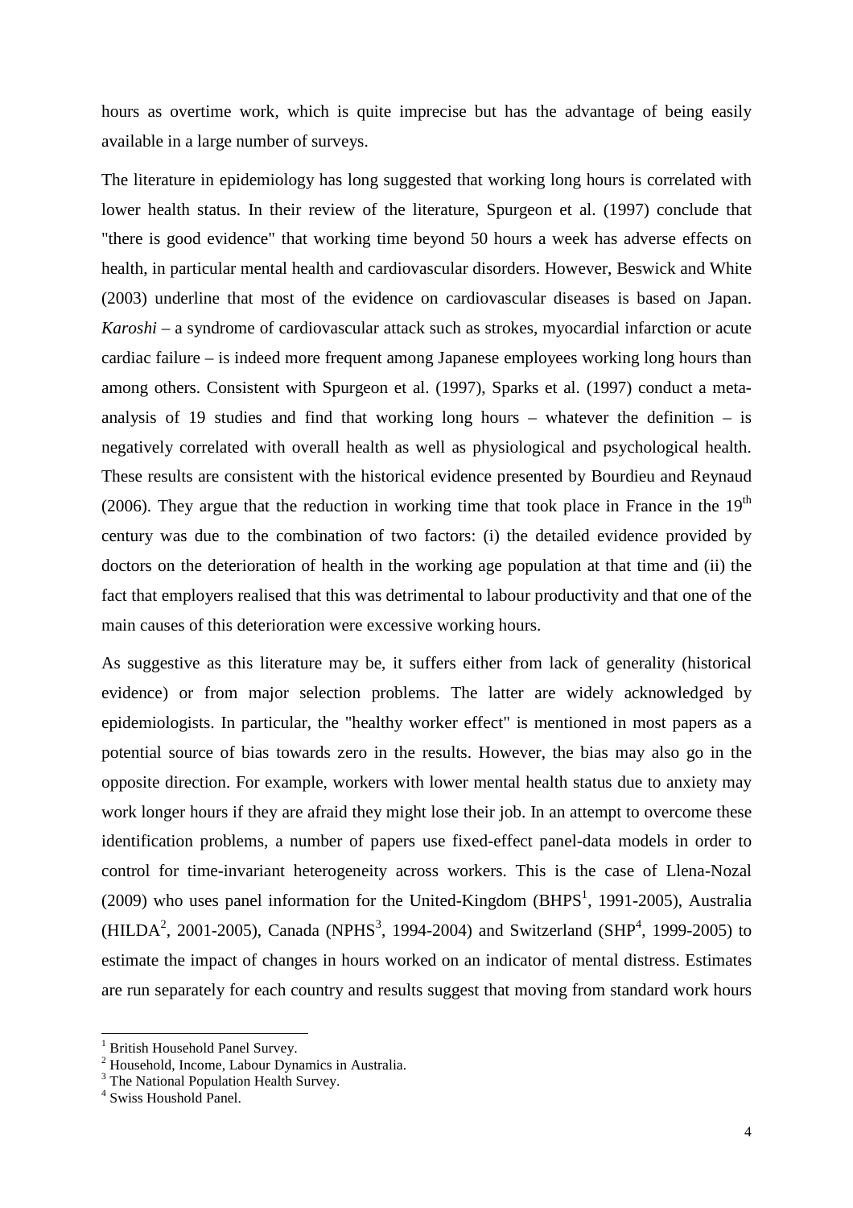hours as overtime work, which is quite imprecise but has the advantage of being easily available in a large number of surveys.

The literature in epidemiology has long suggested that working long hours is correlated with lower health status. In their review of the literature, Spurgeon et al. (1997) conclude that "there is good evidence" that working time beyond 50 hours a week has adverse effects on health, in particular mental health and cardiovascular disorders. However, Beswick and White (2003) underline that most of the evidence on cardiovascular diseases is based on Japan. *Karoshi* – a syndrome of cardiovascular attack such as strokes, myocardial infarction or acute cardiac failure – is indeed more frequent among Japanese employees working long hours than among others. Consistent with Spurgeon et al. (1997), Sparks et al. (1997) conduct a meta-analysis of 19 studies and find that working long hours – whatever the definition – is negatively correlated with overall health as well as physiological and psychological health. These results are consistent with the historical evidence presented by Bourdieu and Reynaud (2006). They argue that the reduction in working time that took place in France in the 19th century was due to the combination of two factors: (i) the detailed evidence provided by doctors on the deterioration of health in the working age population at that time and (ii) the fact that employers realised that this was detrimental to labour productivity and that one of the main causes of this deterioration were excessive working hours.

As suggestive as this literature may be, it suffers either from lack of generality (historical evidence) or from major selection problems. The latter are widely acknowledged by epidemiologists. In particular, the "healthy worker effect" is mentioned in most papers as a potential source of bias towards zero in the results. However, the bias may also go in the opposite direction. For example, workers with lower mental health status due to anxiety may work longer hours if they are afraid they might lose their job. In an attempt to overcome these identification problems, a number of papers use fixed-effect panel-data models in order to control for time-invariant heterogeneity across workers. This is the case of Llena-Nozal (2009) who uses panel information for the United-Kingdom (BHPS[1], 1991-2005), Australia (HILDA[2], 2001-2005), Canada (NPHS[3], 1994-2004) and Switzerland (SHP[4], 1999-2005) to estimate the impact of changes in hours worked on an indicator of mental distress. Estimates are run separately for each country and results suggest that moving from standard work hours

[1] British Household Panel Survey.

[2] Household, Income, Labour Dynamics in Australia.

[3] The National Population Health Survey.

[4] Swiss Houshold Panel.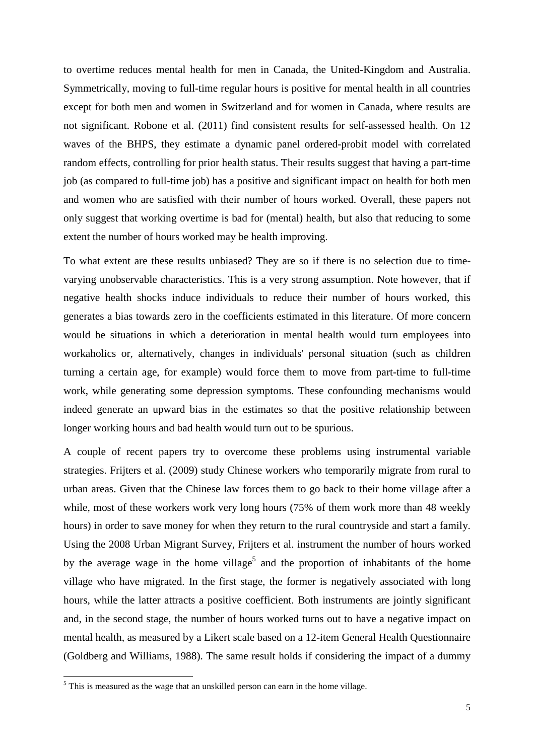to overtime reduces mental health for men in Canada, the United-Kingdom and Australia. Symmetrically, moving to full-time regular hours is positive for mental health in all countries except for both men and women in Switzerland and for women in Canada, where results are not significant. Robone et al. (2011) find consistent results for self-assessed health. On 12 waves of the BHPS, they estimate a dynamic panel ordered-probit model with correlated random effects, controlling for prior health status. Their results suggest that having a part-time job (as compared to full-time job) has a positive and significant impact on health for both men and women who are satisfied with their number of hours worked. Overall, these papers not only suggest that working overtime is bad for (mental) health, but also that reducing to some extent the number of hours worked may be health improving.

To what extent are these results unbiased? They are so if there is no selection due to time-varying unobservable characteristics. This is a very strong assumption. Note however, that if negative health shocks induce individuals to reduce their number of hours worked, this generates a bias towards zero in the coefficients estimated in this literature. Of more concern would be situations in which a deterioration in mental health would turn employees into workaholics or, alternatively, changes in individuals' personal situation (such as children turning a certain age, for example) would force them to move from part-time to full-time work, while generating some depression symptoms. These confounding mechanisms would indeed generate an upward bias in the estimates so that the positive relationship between longer working hours and bad health would turn out to be spurious.

A couple of recent papers try to overcome these problems using instrumental variable strategies. Frijters et al. (2009) study Chinese workers who temporarily migrate from rural to urban areas. Given that the Chinese law forces them to go back to their home village after a while, most of these workers work very long hours (75% of them work more than 48 weekly hours) in order to save money for when they return to the rural countryside and start a family. Using the 2008 Urban Migrant Survey, Frijters et al. instrument the number of hours worked by the average wage in the home village[5] and the proportion of inhabitants of the home village who have migrated. In the first stage, the former is negatively associated with long hours, while the latter attracts a positive coefficient. Both instruments are jointly significant and, in the second stage, the number of hours worked turns out to have a negative impact on mental health, as measured by a Likert scale based on a 12-item General Health Questionnaire (Goldberg and Williams, 1988). The same result holds if considering the impact of a dummy

[5] This is measured as the wage that an unskilled person can earn in the home village.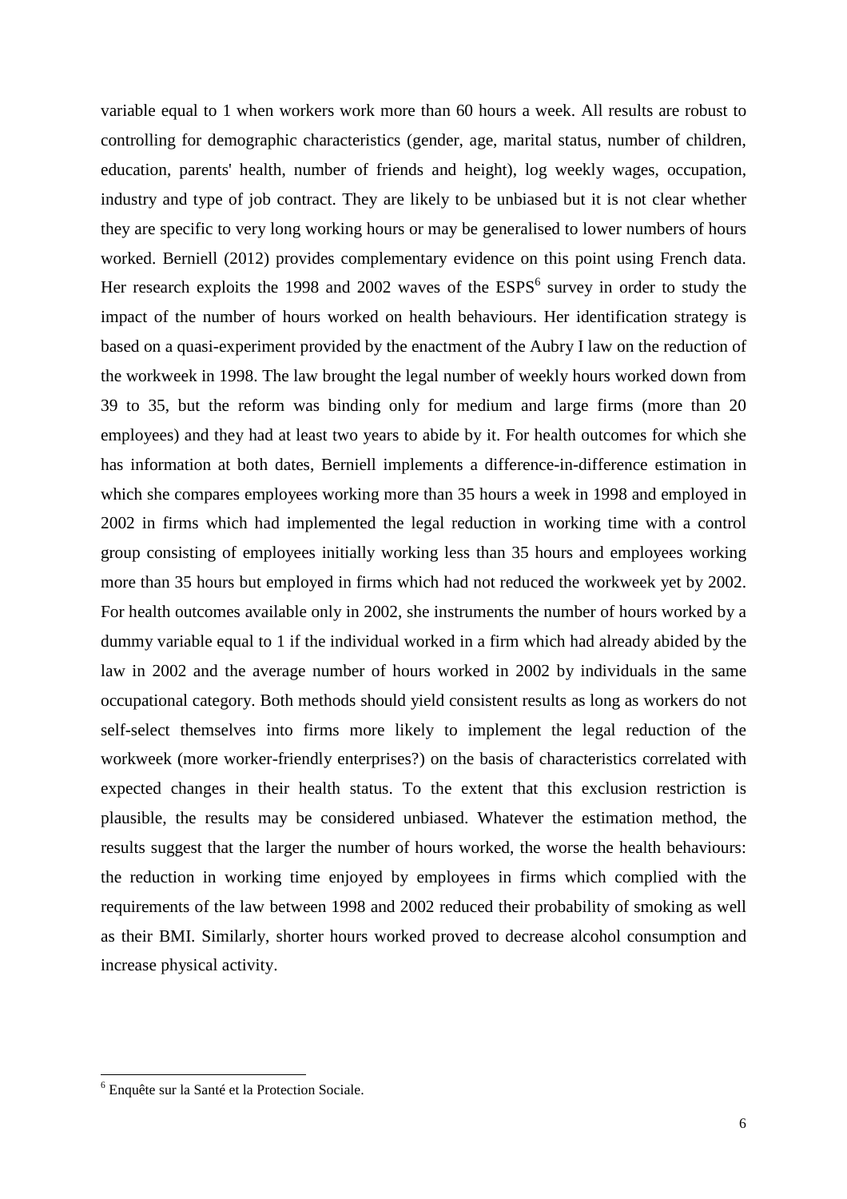variable equal to 1 when workers work more than 60 hours a week. All results are robust to controlling for demographic characteristics (gender, age, marital status, number of children, education, parents' health, number of friends and height), log weekly wages, occupation, industry and type of job contract. They are likely to be unbiased but it is not clear whether they are specific to very long working hours or may be generalised to lower numbers of hours worked. Berniell (2012) provides complementary evidence on this point using French data. Her research exploits the 1998 and 2002 waves of the ESPS[6] survey in order to study the impact of the number of hours worked on health behaviours. Her identification strategy is based on a quasi-experiment provided by the enactment of the Aubry I law on the reduction of the workweek in 1998. The law brought the legal number of weekly hours worked down from 39 to 35, but the reform was binding only for medium and large firms (more than 20 employees) and they had at least two years to abide by it. For health outcomes for which she has information at both dates, Berniell implements a difference-in-difference estimation in which she compares employees working more than 35 hours a week in 1998 and employed in 2002 in firms which had implemented the legal reduction in working time with a control group consisting of employees initially working less than 35 hours and employees working more than 35 hours but employed in firms which had not reduced the workweek yet by 2002. For health outcomes available only in 2002, she instruments the number of hours worked by a dummy variable equal to 1 if the individual worked in a firm which had already abided by the law in 2002 and the average number of hours worked in 2002 by individuals in the same occupational category. Both methods should yield consistent results as long as workers do not self-select themselves into firms more likely to implement the legal reduction of the workweek (more worker-friendly enterprises?) on the basis of characteristics correlated with expected changes in their health status. To the extent that this exclusion restriction is plausible, the results may be considered unbiased. Whatever the estimation method, the results suggest that the larger the number of hours worked, the worse the health behaviours: the reduction in working time enjoyed by employees in firms which complied with the requirements of the law between 1998 and 2002 reduced their probability of smoking as well as their BMI. Similarly, shorter hours worked proved to decrease alcohol consumption and increase physical activity.

[6] Enquête sur la Santé et la Protection Sociale.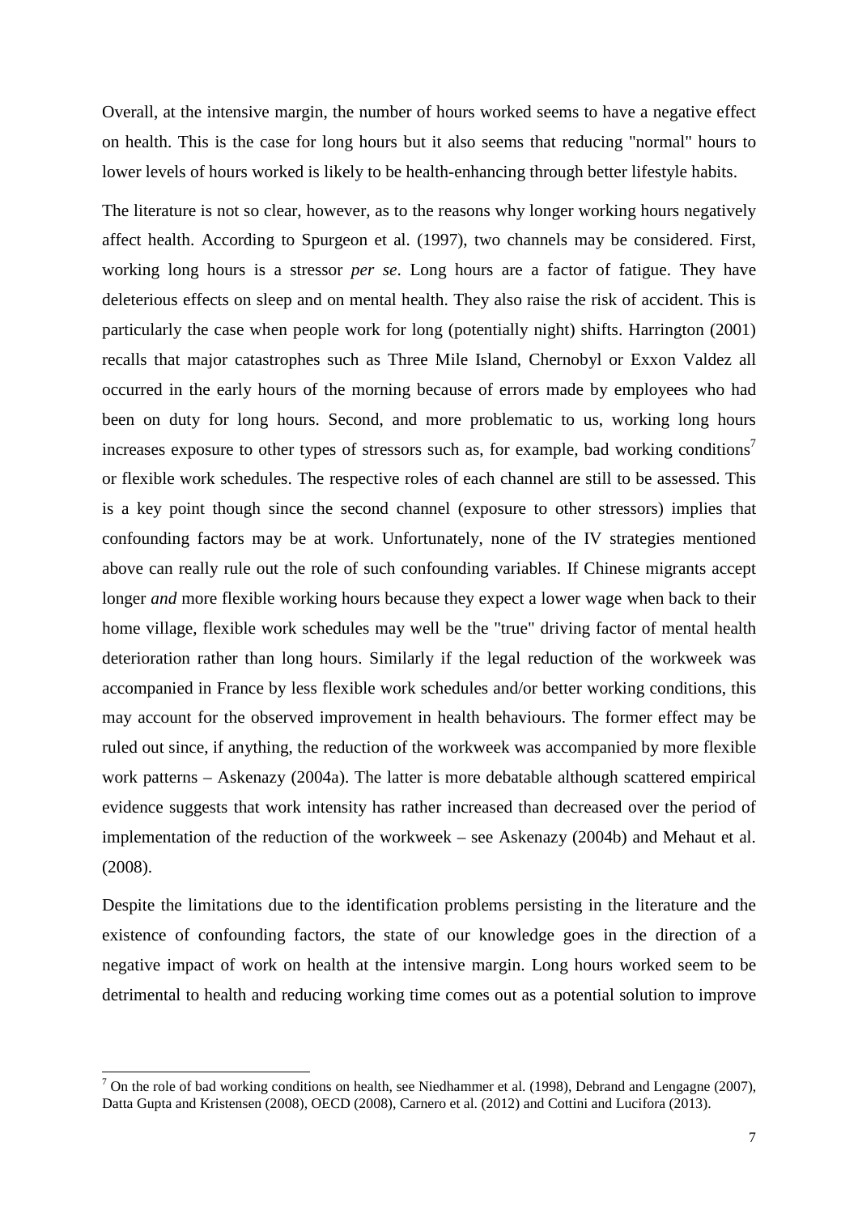Overall, at the intensive margin, the number of hours worked seems to have a negative effect on health. This is the case for long hours but it also seems that reducing "normal" hours to lower levels of hours worked is likely to be health-enhancing through better lifestyle habits.

The literature is not so clear, however, as to the reasons why longer working hours negatively affect health. According to Spurgeon et al. (1997), two channels may be considered. First, working long hours is a stressor *per se*. Long hours are a factor of fatigue. They have deleterious effects on sleep and on mental health. They also raise the risk of accident. This is particularly the case when people work for long (potentially night) shifts. Harrington (2001) recalls that major catastrophes such as Three Mile Island, Chernobyl or Exxon Valdez all occurred in the early hours of the morning because of errors made by employees who had been on duty for long hours. Second, and more problematic to us, working long hours increases exposure to other types of stressors such as, for example, bad working conditions[7] or flexible work schedules. The respective roles of each channel are still to be assessed. This is a key point though since the second channel (exposure to other stressors) implies that confounding factors may be at work. Unfortunately, none of the IV strategies mentioned above can really rule out the role of such confounding variables. If Chinese migrants accept longer *and* more flexible working hours because they expect a lower wage when back to their home village, flexible work schedules may well be the "true" driving factor of mental health deterioration rather than long hours. Similarly if the legal reduction of the workweek was accompanied in France by less flexible work schedules and/or better working conditions, this may account for the observed improvement in health behaviours. The former effect may be ruled out since, if anything, the reduction of the workweek was accompanied by more flexible work patterns – Askenazy (2004a). The latter is more debatable although scattered empirical evidence suggests that work intensity has rather increased than decreased over the period of implementation of the reduction of the workweek – see Askenazy (2004b) and Mehaut et al. (2008).

Despite the limitations due to the identification problems persisting in the literature and the existence of confounding factors, the state of our knowledge goes in the direction of a negative impact of work on health at the intensive margin. Long hours worked seem to be detrimental to health and reducing working time comes out as a potential solution to improve

[7] On the role of bad working conditions on health, see Niedhammer et al. (1998), Debrand and Lengagne (2007), Datta Gupta and Kristensen (2008), OECD (2008), Carnero et al. (2012) and Cottini and Lucifora (2013).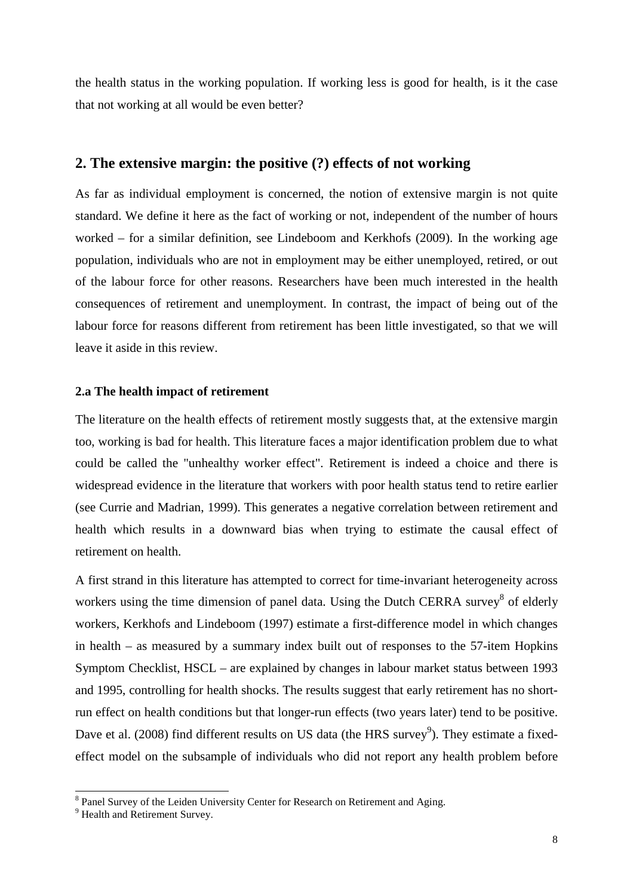the health status in the working population. If working less is good for health, is it the case that not working at all would be even better?

## 2. The extensive margin: the positive (?) effects of not working

As far as individual employment is concerned, the notion of extensive margin is not quite standard. We define it here as the fact of working or not, independent of the number of hours worked – for a similar definition, see Lindeboom and Kerkhofs (2009). In the working age population, individuals who are not in employment may be either unemployed, retired, or out of the labour force for other reasons. Researchers have been much interested in the health consequences of retirement and unemployment. In contrast, the impact of being out of the labour force for reasons different from retirement has been little investigated, so that we will leave it aside in this review.

### 2.a The health impact of retirement

The literature on the health effects of retirement mostly suggests that, at the extensive margin too, working is bad for health. This literature faces a major identification problem due to what could be called the "unhealthy worker effect". Retirement is indeed a choice and there is widespread evidence in the literature that workers with poor health status tend to retire earlier (see Currie and Madrian, 1999). This generates a negative correlation between retirement and health which results in a downward bias when trying to estimate the causal effect of retirement on health.

A first strand in this literature has attempted to correct for time-invariant heterogeneity across workers using the time dimension of panel data. Using the Dutch CERRA survey[8] of elderly workers, Kerkhofs and Lindeboom (1997) estimate a first-difference model in which changes in health – as measured by a summary index built out of responses to the 57-item Hopkins Symptom Checklist, HSCL – are explained by changes in labour market status between 1993 and 1995, controlling for health shocks. The results suggest that early retirement has no short-run effect on health conditions but that longer-run effects (two years later) tend to be positive. Dave et al. (2008) find different results on US data (the HRS survey[9]). They estimate a fixed-effect model on the subsample of individuals who did not report any health problem before

[8] Panel Survey of the Leiden University Center for Research on Retirement and Aging.

[9] Health and Retirement Survey.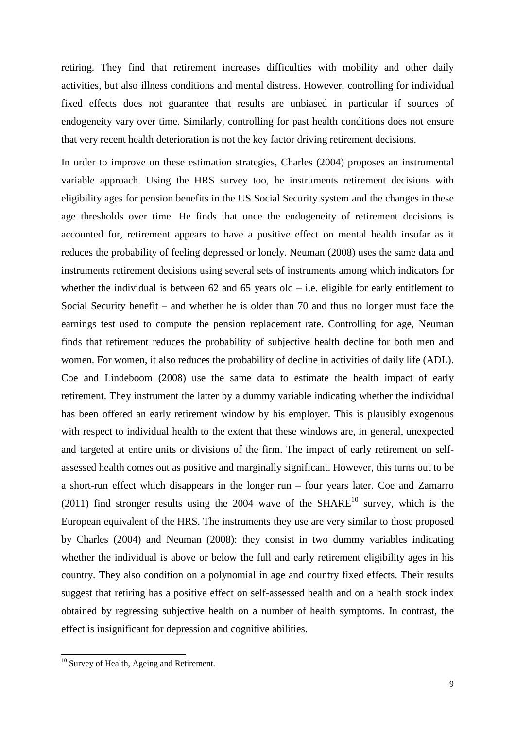retiring. They find that retirement increases difficulties with mobility and other daily activities, but also illness conditions and mental distress. However, controlling for individual fixed effects does not guarantee that results are unbiased in particular if sources of endogeneity vary over time. Similarly, controlling for past health conditions does not ensure that very recent health deterioration is not the key factor driving retirement decisions.

In order to improve on these estimation strategies, Charles (2004) proposes an instrumental variable approach. Using the HRS survey too, he instruments retirement decisions with eligibility ages for pension benefits in the US Social Security system and the changes in these age thresholds over time. He finds that once the endogeneity of retirement decisions is accounted for, retirement appears to have a positive effect on mental health insofar as it reduces the probability of feeling depressed or lonely. Neuman (2008) uses the same data and instruments retirement decisions using several sets of instruments among which indicators for whether the individual is between 62 and 65 years old – i.e. eligible for early entitlement to Social Security benefit – and whether he is older than 70 and thus no longer must face the earnings test used to compute the pension replacement rate. Controlling for age, Neuman finds that retirement reduces the probability of subjective health decline for both men and women. For women, it also reduces the probability of decline in activities of daily life (ADL). Coe and Lindeboom (2008) use the same data to estimate the health impact of early retirement. They instrument the latter by a dummy variable indicating whether the individual has been offered an early retirement window by his employer. This is plausibly exogenous with respect to individual health to the extent that these windows are, in general, unexpected and targeted at entire units or divisions of the firm. The impact of early retirement on self-assessed health comes out as positive and marginally significant. However, this turns out to be a short-run effect which disappears in the longer run – four years later. Coe and Zamarro (2011) find stronger results using the 2004 wave of the SHARE[10] survey, which is the European equivalent of the HRS. The instruments they use are very similar to those proposed by Charles (2004) and Neuman (2008): they consist in two dummy variables indicating whether the individual is above or below the full and early retirement eligibility ages in his country. They also condition on a polynomial in age and country fixed effects. Their results suggest that retiring has a positive effect on self-assessed health and on a health stock index obtained by regressing subjective health on a number of health symptoms. In contrast, the effect is insignificant for depression and cognitive abilities.

[10] Survey of Health, Ageing and Retirement.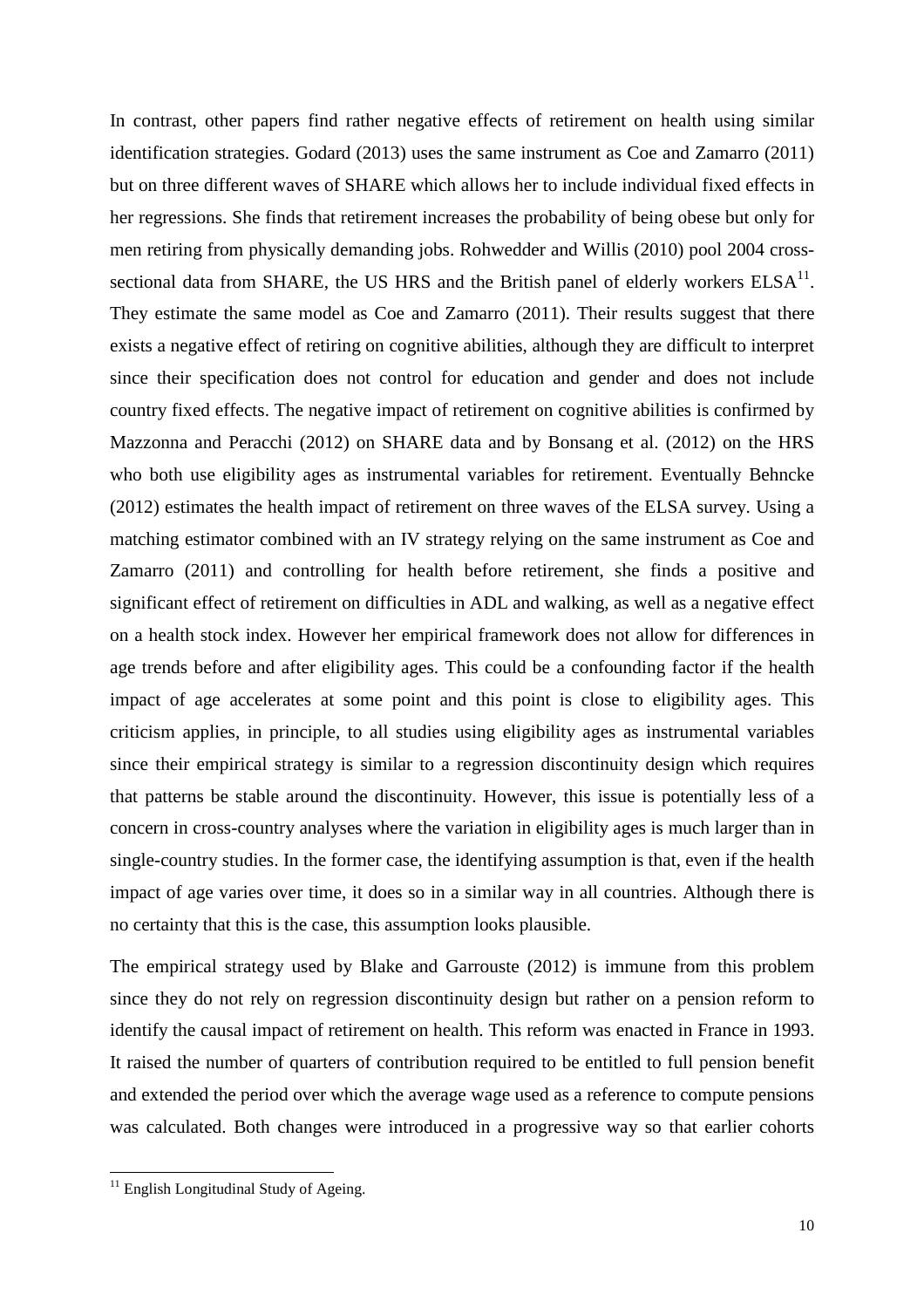In contrast, other papers find rather negative effects of retirement on health using similar identification strategies. Godard (2013) uses the same instrument as Coe and Zamarro (2011) but on three different waves of SHARE which allows her to include individual fixed effects in her regressions. She finds that retirement increases the probability of being obese but only for men retiring from physically demanding jobs. Rohwedder and Willis (2010) pool 2004 cross-sectional data from SHARE, the US HRS and the British panel of elderly workers ELSA[11]. They estimate the same model as Coe and Zamarro (2011). Their results suggest that there exists a negative effect of retiring on cognitive abilities, although they are difficult to interpret since their specification does not control for education and gender and does not include country fixed effects. The negative impact of retirement on cognitive abilities is confirmed by Mazzonna and Peracchi (2012) on SHARE data and by Bonsang et al. (2012) on the HRS who both use eligibility ages as instrumental variables for retirement. Eventually Behncke (2012) estimates the health impact of retirement on three waves of the ELSA survey. Using a matching estimator combined with an IV strategy relying on the same instrument as Coe and Zamarro (2011) and controlling for health before retirement, she finds a positive and significant effect of retirement on difficulties in ADL and walking, as well as a negative effect on a health stock index. However her empirical framework does not allow for differences in age trends before and after eligibility ages. This could be a confounding factor if the health impact of age accelerates at some point and this point is close to eligibility ages. This criticism applies, in principle, to all studies using eligibility ages as instrumental variables since their empirical strategy is similar to a regression discontinuity design which requires that patterns be stable around the discontinuity. However, this issue is potentially less of a concern in cross-country analyses where the variation in eligibility ages is much larger than in single-country studies. In the former case, the identifying assumption is that, even if the health impact of age varies over time, it does so in a similar way in all countries. Although there is no certainty that this is the case, this assumption looks plausible.

The empirical strategy used by Blake and Garrouste (2012) is immune from this problem since they do not rely on regression discontinuity design but rather on a pension reform to identify the causal impact of retirement on health. This reform was enacted in France in 1993. It raised the number of quarters of contribution required to be entitled to full pension benefit and extended the period over which the average wage used as a reference to compute pensions was calculated. Both changes were introduced in a progressive way so that earlier cohorts

[11] English Longitudinal Study of Ageing.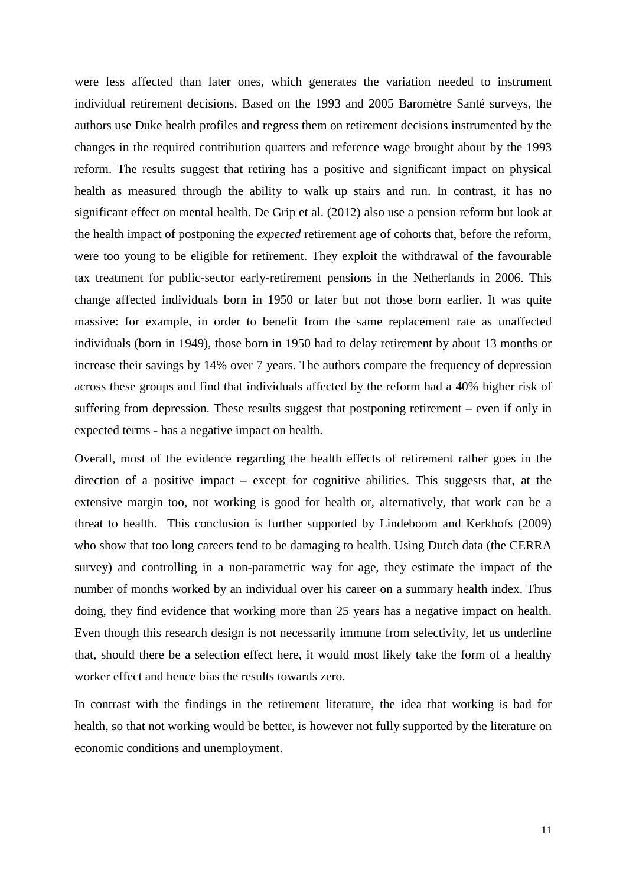were less affected than later ones, which generates the variation needed to instrument individual retirement decisions. Based on the 1993 and 2005 Baromètre Santé surveys, the authors use Duke health profiles and regress them on retirement decisions instrumented by the changes in the required contribution quarters and reference wage brought about by the 1993 reform. The results suggest that retiring has a positive and significant impact on physical health as measured through the ability to walk up stairs and run. In contrast, it has no significant effect on mental health. De Grip et al. (2012) also use a pension reform but look at the health impact of postponing the *expected* retirement age of cohorts that, before the reform, were too young to be eligible for retirement. They exploit the withdrawal of the favourable tax treatment for public-sector early-retirement pensions in the Netherlands in 2006. This change affected individuals born in 1950 or later but not those born earlier. It was quite massive: for example, in order to benefit from the same replacement rate as unaffected individuals (born in 1949), those born in 1950 had to delay retirement by about 13 months or increase their savings by 14% over 7 years. The authors compare the frequency of depression across these groups and find that individuals affected by the reform had a 40% higher risk of suffering from depression. These results suggest that postponing retirement – even if only in expected terms - has a negative impact on health.

Overall, most of the evidence regarding the health effects of retirement rather goes in the direction of a positive impact – except for cognitive abilities. This suggests that, at the extensive margin too, not working is good for health or, alternatively, that work can be a threat to health. This conclusion is further supported by Lindeboom and Kerkhofs (2009) who show that too long careers tend to be damaging to health. Using Dutch data (the CERRA survey) and controlling in a non-parametric way for age, they estimate the impact of the number of months worked by an individual over his career on a summary health index. Thus doing, they find evidence that working more than 25 years has a negative impact on health. Even though this research design is not necessarily immune from selectivity, let us underline that, should there be a selection effect here, it would most likely take the form of a healthy worker effect and hence bias the results towards zero.

In contrast with the findings in the retirement literature, the idea that working is bad for health, so that not working would be better, is however not fully supported by the literature on economic conditions and unemployment.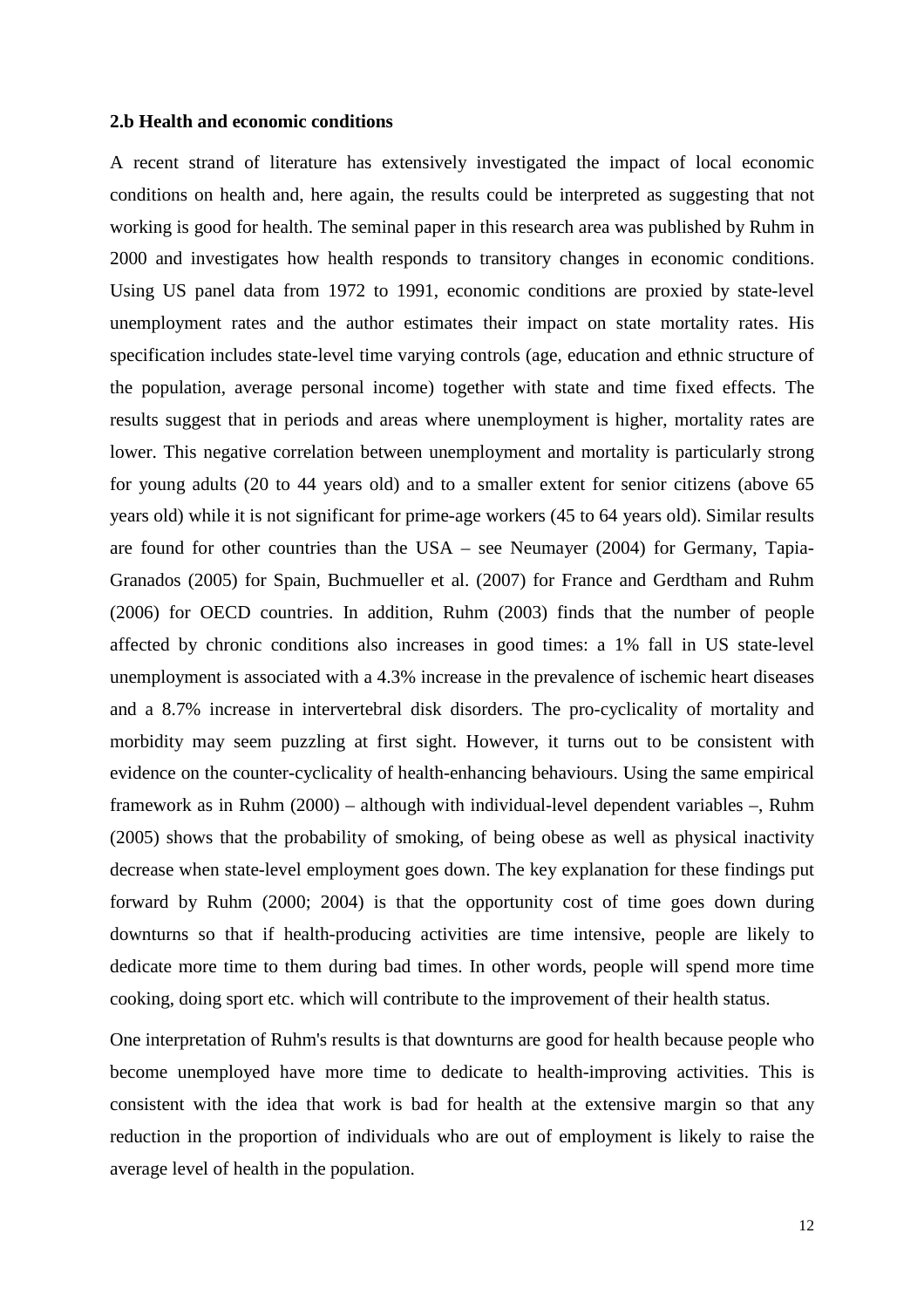**2.b Health and economic conditions**

A recent strand of literature has extensively investigated the impact of local economic conditions on health and, here again, the results could be interpreted as suggesting that not working is good for health. The seminal paper in this research area was published by Ruhm in 2000 and investigates how health responds to transitory changes in economic conditions. Using US panel data from 1972 to 1991, economic conditions are proxied by state-level unemployment rates and the author estimates their impact on state mortality rates. His specification includes state-level time varying controls (age, education and ethnic structure of the population, average personal income) together with state and time fixed effects. The results suggest that in periods and areas where unemployment is higher, mortality rates are lower. This negative correlation between unemployment and mortality is particularly strong for young adults (20 to 44 years old) and to a smaller extent for senior citizens (above 65 years old) while it is not significant for prime-age workers (45 to 64 years old). Similar results are found for other countries than the USA – see Neumayer (2004) for Germany, Tapia-Granados (2005) for Spain, Buchmueller et al. (2007) for France and Gerdtham and Ruhm (2006) for OECD countries. In addition, Ruhm (2003) finds that the number of people affected by chronic conditions also increases in good times: a 1% fall in US state-level unemployment is associated with a 4.3% increase in the prevalence of ischemic heart diseases and a 8.7% increase in intervertebral disk disorders. The pro-cyclicality of mortality and morbidity may seem puzzling at first sight. However, it turns out to be consistent with evidence on the counter-cyclicality of health-enhancing behaviours. Using the same empirical framework as in Ruhm (2000) – although with individual-level dependent variables –, Ruhm (2005) shows that the probability of smoking, of being obese as well as physical inactivity decrease when state-level employment goes down. The key explanation for these findings put forward by Ruhm (2000; 2004) is that the opportunity cost of time goes down during downturns so that if health-producing activities are time intensive, people are likely to dedicate more time to them during bad times. In other words, people will spend more time cooking, doing sport etc. which will contribute to the improvement of their health status.

One interpretation of Ruhm's results is that downturns are good for health because people who become unemployed have more time to dedicate to health-improving activities. This is consistent with the idea that work is bad for health at the extensive margin so that any reduction in the proportion of individuals who are out of employment is likely to raise the average level of health in the population.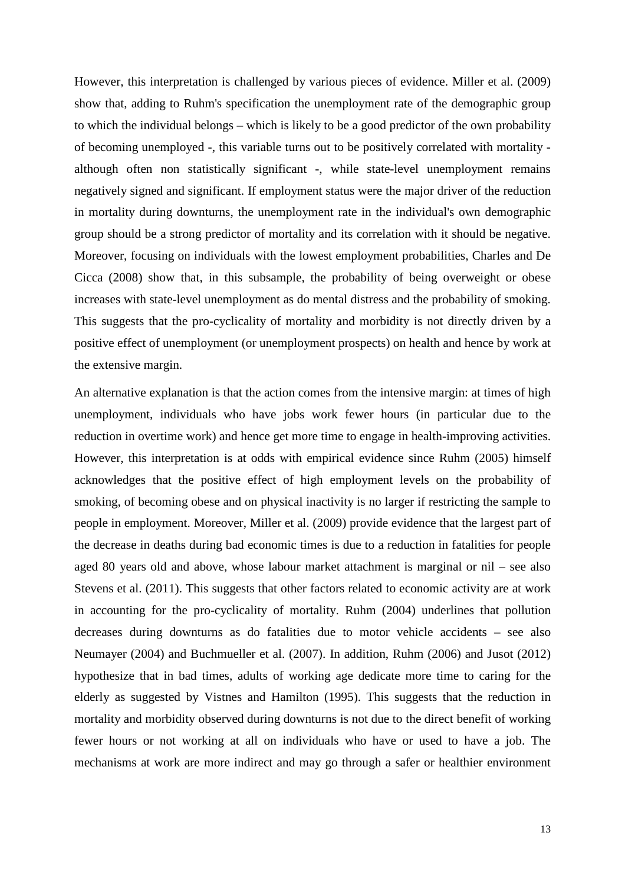However, this interpretation is challenged by various pieces of evidence. Miller et al. (2009) show that, adding to Ruhm's specification the unemployment rate of the demographic group to which the individual belongs – which is likely to be a good predictor of the own probability of becoming unemployed -, this variable turns out to be positively correlated with mortality - although often non statistically significant -, while state-level unemployment remains negatively signed and significant. If employment status were the major driver of the reduction in mortality during downturns, the unemployment rate in the individual's own demographic group should be a strong predictor of mortality and its correlation with it should be negative. Moreover, focusing on individuals with the lowest employment probabilities, Charles and De Cicca (2008) show that, in this subsample, the probability of being overweight or obese increases with state-level unemployment as do mental distress and the probability of smoking. This suggests that the pro-cyclicality of mortality and morbidity is not directly driven by a positive effect of unemployment (or unemployment prospects) on health and hence by work at the extensive margin.

An alternative explanation is that the action comes from the intensive margin: at times of high unemployment, individuals who have jobs work fewer hours (in particular due to the reduction in overtime work) and hence get more time to engage in health-improving activities. However, this interpretation is at odds with empirical evidence since Ruhm (2005) himself acknowledges that the positive effect of high employment levels on the probability of smoking, of becoming obese and on physical inactivity is no larger if restricting the sample to people in employment. Moreover, Miller et al. (2009) provide evidence that the largest part of the decrease in deaths during bad economic times is due to a reduction in fatalities for people aged 80 years old and above, whose labour market attachment is marginal or nil – see also Stevens et al. (2011). This suggests that other factors related to economic activity are at work in accounting for the pro-cyclicality of mortality. Ruhm (2004) underlines that pollution decreases during downturns as do fatalities due to motor vehicle accidents – see also Neumayer (2004) and Buchmueller et al. (2007). In addition, Ruhm (2006) and Jusot (2012) hypothesize that in bad times, adults of working age dedicate more time to caring for the elderly as suggested by Vistnes and Hamilton (1995). This suggests that the reduction in mortality and morbidity observed during downturns is not due to the direct benefit of working fewer hours or not working at all on individuals who have or used to have a job. The mechanisms at work are more indirect and may go through a safer or healthier environment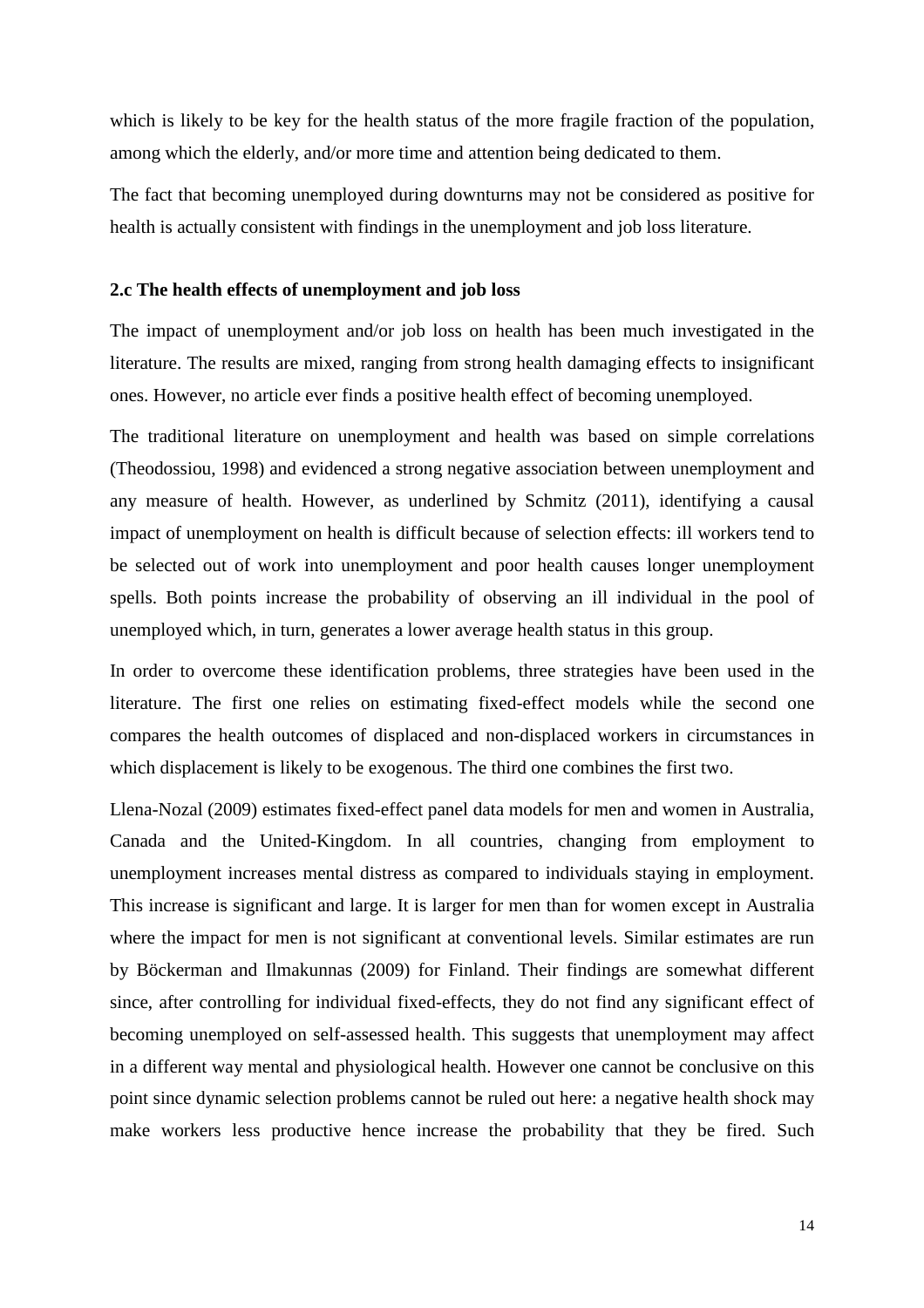which is likely to be key for the health status of the more fragile fraction of the population, among which the elderly, and/or more time and attention being dedicated to them.

The fact that becoming unemployed during downturns may not be considered as positive for health is actually consistent with findings in the unemployment and job loss literature.

### 2.c The health effects of unemployment and job loss

The impact of unemployment and/or job loss on health has been much investigated in the literature. The results are mixed, ranging from strong health damaging effects to insignificant ones. However, no article ever finds a positive health effect of becoming unemployed.

The traditional literature on unemployment and health was based on simple correlations (Theodossiou, 1998) and evidenced a strong negative association between unemployment and any measure of health. However, as underlined by Schmitz (2011), identifying a causal impact of unemployment on health is difficult because of selection effects: ill workers tend to be selected out of work into unemployment and poor health causes longer unemployment spells. Both points increase the probability of observing an ill individual in the pool of unemployed which, in turn, generates a lower average health status in this group.

In order to overcome these identification problems, three strategies have been used in the literature. The first one relies on estimating fixed-effect models while the second one compares the health outcomes of displaced and non-displaced workers in circumstances in which displacement is likely to be exogenous. The third one combines the first two.

Llena-Nozal (2009) estimates fixed-effect panel data models for men and women in Australia, Canada and the United-Kingdom. In all countries, changing from employment to unemployment increases mental distress as compared to individuals staying in employment. This increase is significant and large. It is larger for men than for women except in Australia where the impact for men is not significant at conventional levels. Similar estimates are run by Böckerman and Ilmakunnas (2009) for Finland. Their findings are somewhat different since, after controlling for individual fixed-effects, they do not find any significant effect of becoming unemployed on self-assessed health. This suggests that unemployment may affect in a different way mental and physiological health. However one cannot be conclusive on this point since dynamic selection problems cannot be ruled out here: a negative health shock may make workers less productive hence increase the probability that they be fired. Such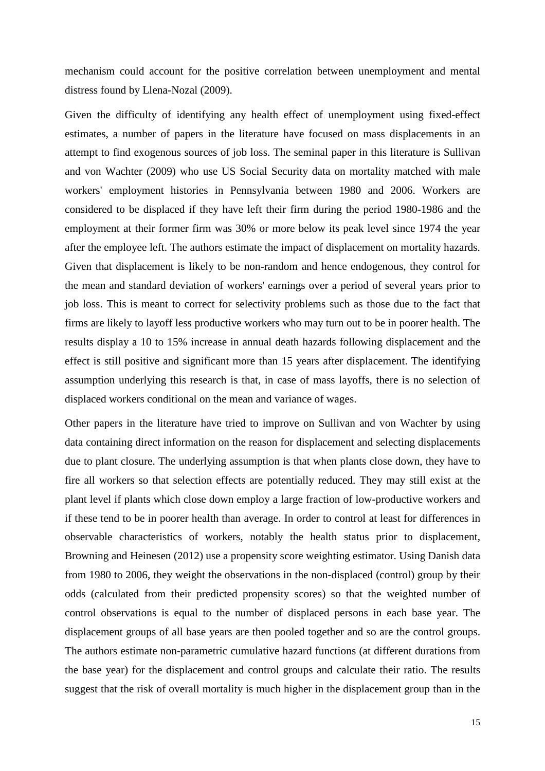mechanism could account for the positive correlation between unemployment and mental distress found by Llena-Nozal (2009).

Given the difficulty of identifying any health effect of unemployment using fixed-effect estimates, a number of papers in the literature have focused on mass displacements in an attempt to find exogenous sources of job loss. The seminal paper in this literature is Sullivan and von Wachter (2009) who use US Social Security data on mortality matched with male workers' employment histories in Pennsylvania between 1980 and 2006. Workers are considered to be displaced if they have left their firm during the period 1980-1986 and the employment at their former firm was 30% or more below its peak level since 1974 the year after the employee left. The authors estimate the impact of displacement on mortality hazards. Given that displacement is likely to be non-random and hence endogenous, they control for the mean and standard deviation of workers' earnings over a period of several years prior to job loss. This is meant to correct for selectivity problems such as those due to the fact that firms are likely to layoff less productive workers who may turn out to be in poorer health. The results display a 10 to 15% increase in annual death hazards following displacement and the effect is still positive and significant more than 15 years after displacement. The identifying assumption underlying this research is that, in case of mass layoffs, there is no selection of displaced workers conditional on the mean and variance of wages.

Other papers in the literature have tried to improve on Sullivan and von Wachter by using data containing direct information on the reason for displacement and selecting displacements due to plant closure. The underlying assumption is that when plants close down, they have to fire all workers so that selection effects are potentially reduced. They may still exist at the plant level if plants which close down employ a large fraction of low-productive workers and if these tend to be in poorer health than average. In order to control at least for differences in observable characteristics of workers, notably the health status prior to displacement, Browning and Heinesen (2012) use a propensity score weighting estimator. Using Danish data from 1980 to 2006, they weight the observations in the non-displaced (control) group by their odds (calculated from their predicted propensity scores) so that the weighted number of control observations is equal to the number of displaced persons in each base year. The displacement groups of all base years are then pooled together and so are the control groups. The authors estimate non-parametric cumulative hazard functions (at different durations from the base year) for the displacement and control groups and calculate their ratio. The results suggest that the risk of overall mortality is much higher in the displacement group than in the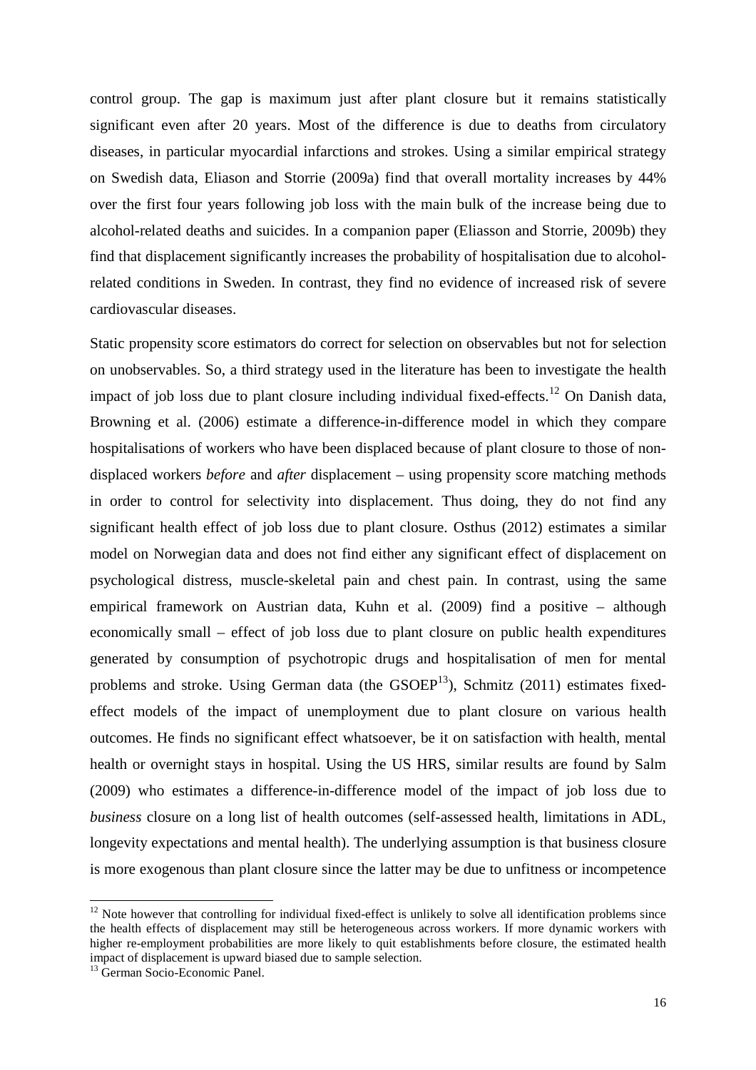control group. The gap is maximum just after plant closure but it remains statistically significant even after 20 years. Most of the difference is due to deaths from circulatory diseases, in particular myocardial infarctions and strokes. Using a similar empirical strategy on Swedish data, Eliason and Storrie (2009a) find that overall mortality increases by 44% over the first four years following job loss with the main bulk of the increase being due to alcohol-related deaths and suicides. In a companion paper (Eliasson and Storrie, 2009b) they find that displacement significantly increases the probability of hospitalisation due to alcohol-related conditions in Sweden. In contrast, they find no evidence of increased risk of severe cardiovascular diseases.

Static propensity score estimators do correct for selection on observables but not for selection on unobservables. So, a third strategy used in the literature has been to investigate the health impact of job loss due to plant closure including individual fixed-effects.[12] On Danish data, Browning et al. (2006) estimate a difference-in-difference model in which they compare hospitalisations of workers who have been displaced because of plant closure to those of non-displaced workers *before* and *after* displacement – using propensity score matching methods in order to control for selectivity into displacement. Thus doing, they do not find any significant health effect of job loss due to plant closure. Osthus (2012) estimates a similar model on Norwegian data and does not find either any significant effect of displacement on psychological distress, muscle-skeletal pain and chest pain. In contrast, using the same empirical framework on Austrian data, Kuhn et al. (2009) find a positive – although economically small – effect of job loss due to plant closure on public health expenditures generated by consumption of psychotropic drugs and hospitalisation of men for mental problems and stroke. Using German data (the GSOEP[13]), Schmitz (2011) estimates fixed-effect models of the impact of unemployment due to plant closure on various health outcomes. He finds no significant effect whatsoever, be it on satisfaction with health, mental health or overnight stays in hospital. Using the US HRS, similar results are found by Salm (2009) who estimates a difference-in-difference model of the impact of job loss due to *business* closure on a long list of health outcomes (self-assessed health, limitations in ADL, longevity expectations and mental health). The underlying assumption is that business closure is more exogenous than plant closure since the latter may be due to unfitness or incompetence

---

[12] Note however that controlling for individual fixed-effect is unlikely to solve all identification problems since the health effects of displacement may still be heterogeneous across workers. If more dynamic workers with higher re-employment probabilities are more likely to quit establishments before closure, the estimated health impact of displacement is upward biased due to sample selection.

[13] German Socio-Economic Panel.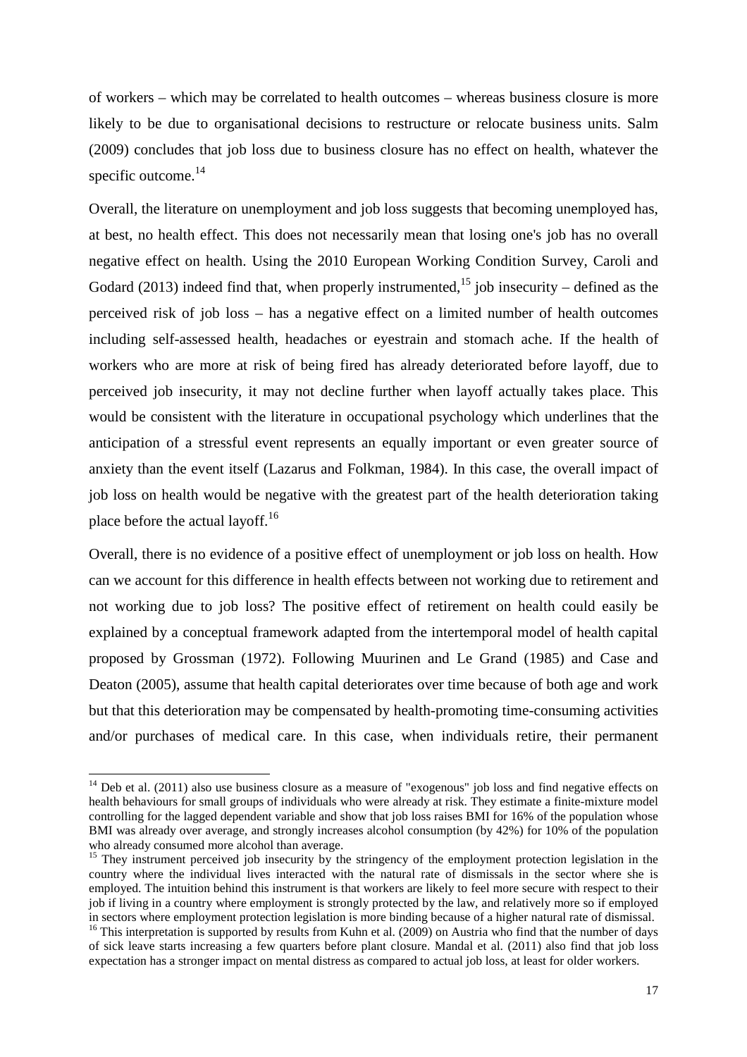of workers – which may be correlated to health outcomes – whereas business closure is more likely to be due to organisational decisions to restructure or relocate business units. Salm (2009) concludes that job loss due to business closure has no effect on health, whatever the specific outcome.[14]

Overall, the literature on unemployment and job loss suggests that becoming unemployed has, at best, no health effect. This does not necessarily mean that losing one's job has no overall negative effect on health. Using the 2010 European Working Condition Survey, Caroli and Godard (2013) indeed find that, when properly instrumented,[15] job insecurity – defined as the perceived risk of job loss – has a negative effect on a limited number of health outcomes including self-assessed health, headaches or eyestrain and stomach ache. If the health of workers who are more at risk of being fired has already deteriorated before layoff, due to perceived job insecurity, it may not decline further when layoff actually takes place. This would be consistent with the literature in occupational psychology which underlines that the anticipation of a stressful event represents an equally important or even greater source of anxiety than the event itself (Lazarus and Folkman, 1984). In this case, the overall impact of job loss on health would be negative with the greatest part of the health deterioration taking place before the actual layoff.[16]

Overall, there is no evidence of a positive effect of unemployment or job loss on health. How can we account for this difference in health effects between not working due to retirement and not working due to job loss? The positive effect of retirement on health could easily be explained by a conceptual framework adapted from the intertemporal model of health capital proposed by Grossman (1972). Following Muurinen and Le Grand (1985) and Case and Deaton (2005), assume that health capital deteriorates over time because of both age and work but that this deterioration may be compensated by health-promoting time-consuming activities and/or purchases of medical care. In this case, when individuals retire, their permanent

---

[14] Deb et al. (2011) also use business closure as a measure of "exogenous" job loss and find negative effects on health behaviours for small groups of individuals who were already at risk. They estimate a finite-mixture model controlling for the lagged dependent variable and show that job loss raises BMI for 16% of the population whose BMI was already over average, and strongly increases alcohol consumption (by 42%) for 10% of the population who already consumed more alcohol than average.

[15] They instrument perceived job insecurity by the stringency of the employment protection legislation in the country where the individual lives interacted with the natural rate of dismissals in the sector where she is employed. The intuition behind this instrument is that workers are likely to feel more secure with respect to their job if living in a country where employment is strongly protected by the law, and relatively more so if employed in sectors where employment protection legislation is more binding because of a higher natural rate of dismissal.

[16] This interpretation is supported by results from Kuhn et al. (2009) on Austria who find that the number of days of sick leave starts increasing a few quarters before plant closure. Mandal et al. (2011) also find that job loss expectation has a stronger impact on mental distress as compared to actual job loss, at least for older workers.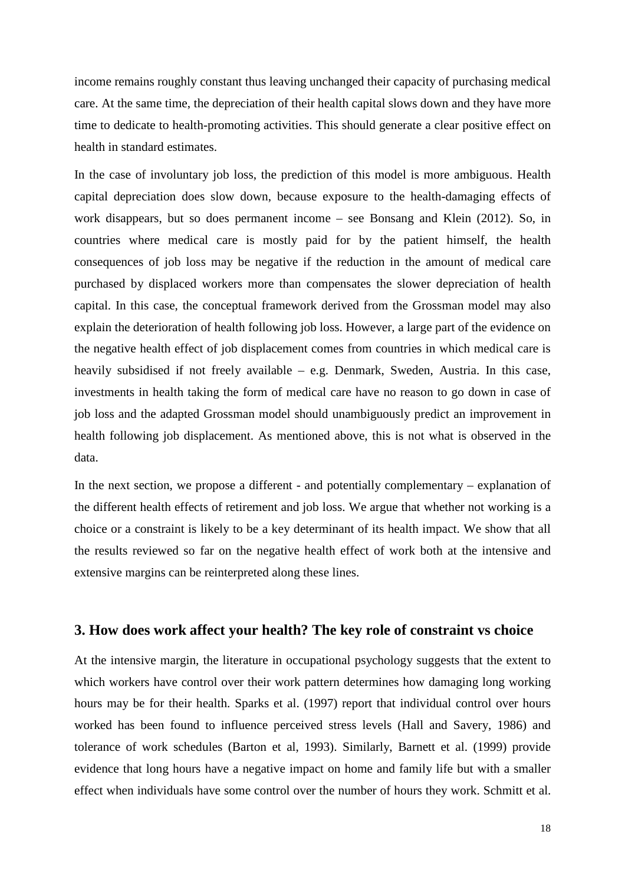income remains roughly constant thus leaving unchanged their capacity of purchasing medical care. At the same time, the depreciation of their health capital slows down and they have more time to dedicate to health-promoting activities. This should generate a clear positive effect on health in standard estimates.

In the case of involuntary job loss, the prediction of this model is more ambiguous. Health capital depreciation does slow down, because exposure to the health-damaging effects of work disappears, but so does permanent income – see Bonsang and Klein (2012). So, in countries where medical care is mostly paid for by the patient himself, the health consequences of job loss may be negative if the reduction in the amount of medical care purchased by displaced workers more than compensates the slower depreciation of health capital. In this case, the conceptual framework derived from the Grossman model may also explain the deterioration of health following job loss. However, a large part of the evidence on the negative health effect of job displacement comes from countries in which medical care is heavily subsidised if not freely available – e.g. Denmark, Sweden, Austria. In this case, investments in health taking the form of medical care have no reason to go down in case of job loss and the adapted Grossman model should unambiguously predict an improvement in health following job displacement. As mentioned above, this is not what is observed in the data.

In the next section, we propose a different - and potentially complementary – explanation of the different health effects of retirement and job loss. We argue that whether not working is a choice or a constraint is likely to be a key determinant of its health impact. We show that all the results reviewed so far on the negative health effect of work both at the intensive and extensive margins can be reinterpreted along these lines.

## 3. How does work affect your health? The key role of constraint vs choice

At the intensive margin, the literature in occupational psychology suggests that the extent to which workers have control over their work pattern determines how damaging long working hours may be for their health. Sparks et al. (1997) report that individual control over hours worked has been found to influence perceived stress levels (Hall and Savery, 1986) and tolerance of work schedules (Barton et al, 1993). Similarly, Barnett et al. (1999) provide evidence that long hours have a negative impact on home and family life but with a smaller effect when individuals have some control over the number of hours they work. Schmitt et al.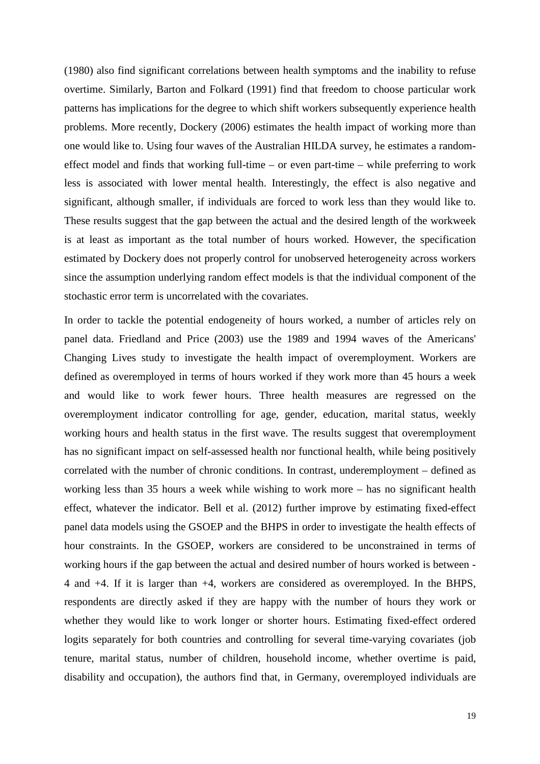(1980) also find significant correlations between health symptoms and the inability to refuse overtime. Similarly, Barton and Folkard (1991) find that freedom to choose particular work patterns has implications for the degree to which shift workers subsequently experience health problems. More recently, Dockery (2006) estimates the health impact of working more than one would like to. Using four waves of the Australian HILDA survey, he estimates a random-effect model and finds that working full-time – or even part-time – while preferring to work less is associated with lower mental health. Interestingly, the effect is also negative and significant, although smaller, if individuals are forced to work less than they would like to. These results suggest that the gap between the actual and the desired length of the workweek is at least as important as the total number of hours worked. However, the specification estimated by Dockery does not properly control for unobserved heterogeneity across workers since the assumption underlying random effect models is that the individual component of the stochastic error term is uncorrelated with the covariates.

In order to tackle the potential endogeneity of hours worked, a number of articles rely on panel data. Friedland and Price (2003) use the 1989 and 1994 waves of the Americans' Changing Lives study to investigate the health impact of overemployment. Workers are defined as overemployed in terms of hours worked if they work more than 45 hours a week and would like to work fewer hours. Three health measures are regressed on the overemployment indicator controlling for age, gender, education, marital status, weekly working hours and health status in the first wave. The results suggest that overemployment has no significant impact on self-assessed health nor functional health, while being positively correlated with the number of chronic conditions. In contrast, underemployment – defined as working less than 35 hours a week while wishing to work more – has no significant health effect, whatever the indicator. Bell et al. (2012) further improve by estimating fixed-effect panel data models using the GSOEP and the BHPS in order to investigate the health effects of hour constraints. In the GSOEP, workers are considered to be unconstrained in terms of working hours if the gap between the actual and desired number of hours worked is between -4 and +4. If it is larger than +4, workers are considered as overemployed. In the BHPS, respondents are directly asked if they are happy with the number of hours they work or whether they would like to work longer or shorter hours. Estimating fixed-effect ordered logits separately for both countries and controlling for several time-varying covariates (job tenure, marital status, number of children, household income, whether overtime is paid, disability and occupation), the authors find that, in Germany, overemployed individuals are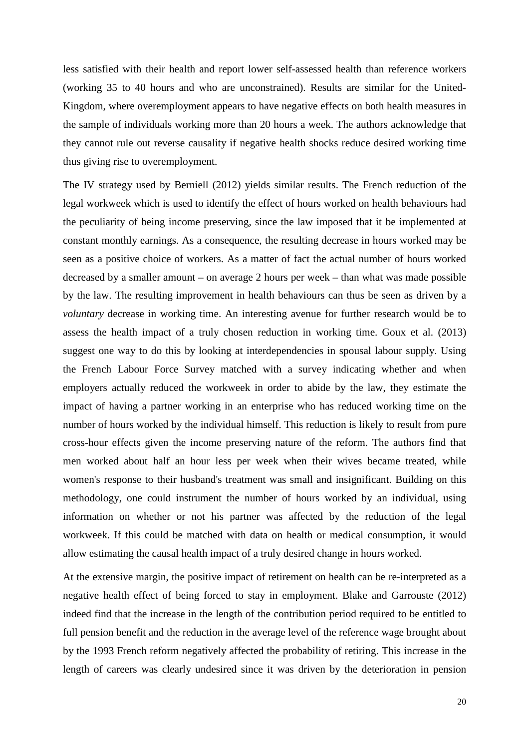less satisfied with their health and report lower self-assessed health than reference workers (working 35 to 40 hours and who are unconstrained). Results are similar for the United-Kingdom, where overemployment appears to have negative effects on both health measures in the sample of individuals working more than 20 hours a week. The authors acknowledge that they cannot rule out reverse causality if negative health shocks reduce desired working time thus giving rise to overemployment.

The IV strategy used by Berniell (2012) yields similar results. The French reduction of the legal workweek which is used to identify the effect of hours worked on health behaviours had the peculiarity of being income preserving, since the law imposed that it be implemented at constant monthly earnings. As a consequence, the resulting decrease in hours worked may be seen as a positive choice of workers. As a matter of fact the actual number of hours worked decreased by a smaller amount – on average 2 hours per week – than what was made possible by the law. The resulting improvement in health behaviours can thus be seen as driven by a *voluntary* decrease in working time. An interesting avenue for further research would be to assess the health impact of a truly chosen reduction in working time. Goux et al. (2013) suggest one way to do this by looking at interdependencies in spousal labour supply. Using the French Labour Force Survey matched with a survey indicating whether and when employers actually reduced the workweek in order to abide by the law, they estimate the impact of having a partner working in an enterprise who has reduced working time on the number of hours worked by the individual himself. This reduction is likely to result from pure cross-hour effects given the income preserving nature of the reform. The authors find that men worked about half an hour less per week when their wives became treated, while women's response to their husband's treatment was small and insignificant. Building on this methodology, one could instrument the number of hours worked by an individual, using information on whether or not his partner was affected by the reduction of the legal workweek. If this could be matched with data on health or medical consumption, it would allow estimating the causal health impact of a truly desired change in hours worked.

At the extensive margin, the positive impact of retirement on health can be re-interpreted as a negative health effect of being forced to stay in employment. Blake and Garrouste (2012) indeed find that the increase in the length of the contribution period required to be entitled to full pension benefit and the reduction in the average level of the reference wage brought about by the 1993 French reform negatively affected the probability of retiring. This increase in the length of careers was clearly undesired since it was driven by the deterioration in pension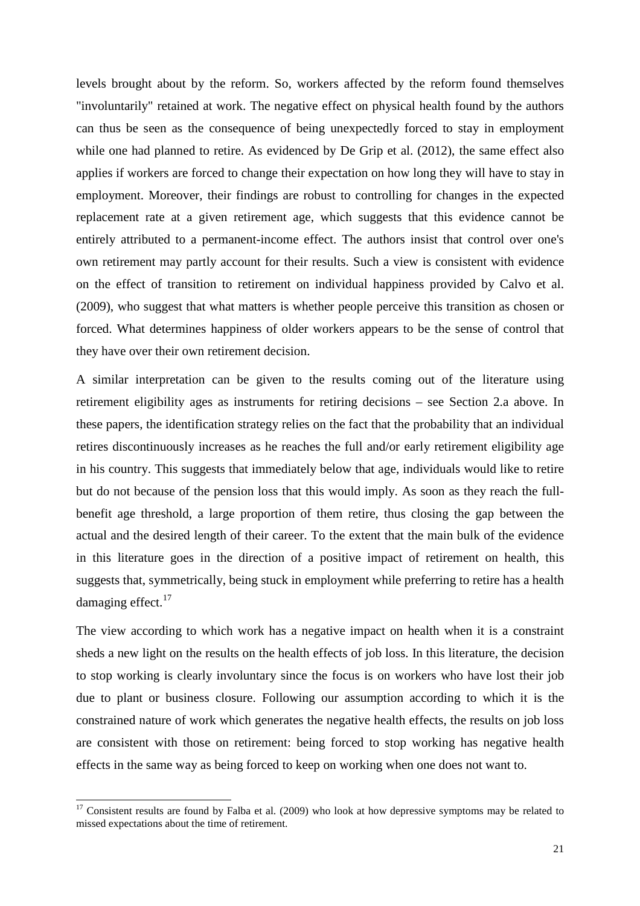levels brought about by the reform. So, workers affected by the reform found themselves "involuntarily" retained at work. The negative effect on physical health found by the authors can thus be seen as the consequence of being unexpectedly forced to stay in employment while one had planned to retire. As evidenced by De Grip et al. (2012), the same effect also applies if workers are forced to change their expectation on how long they will have to stay in employment. Moreover, their findings are robust to controlling for changes in the expected replacement rate at a given retirement age, which suggests that this evidence cannot be entirely attributed to a permanent-income effect. The authors insist that control over one's own retirement may partly account for their results. Such a view is consistent with evidence on the effect of transition to retirement on individual happiness provided by Calvo et al. (2009), who suggest that what matters is whether people perceive this transition as chosen or forced. What determines happiness of older workers appears to be the sense of control that they have over their own retirement decision.

A similar interpretation can be given to the results coming out of the literature using retirement eligibility ages as instruments for retiring decisions – see Section 2.a above. In these papers, the identification strategy relies on the fact that the probability that an individual retires discontinuously increases as he reaches the full and/or early retirement eligibility age in his country. This suggests that immediately below that age, individuals would like to retire but do not because of the pension loss that this would imply. As soon as they reach the full-benefit age threshold, a large proportion of them retire, thus closing the gap between the actual and the desired length of their career. To the extent that the main bulk of the evidence in this literature goes in the direction of a positive impact of retirement on health, this suggests that, symmetrically, being stuck in employment while preferring to retire has a health damaging effect.[17]

The view according to which work has a negative impact on health when it is a constraint sheds a new light on the results on the health effects of job loss. In this literature, the decision to stop working is clearly involuntary since the focus is on workers who have lost their job due to plant or business closure. Following our assumption according to which it is the constrained nature of work which generates the negative health effects, the results on job loss are consistent with those on retirement: being forced to stop working has negative health effects in the same way as being forced to keep on working when one does not want to.

[17] Consistent results are found by Falba et al. (2009) who look at how depressive symptoms may be related to missed expectations about the time of retirement.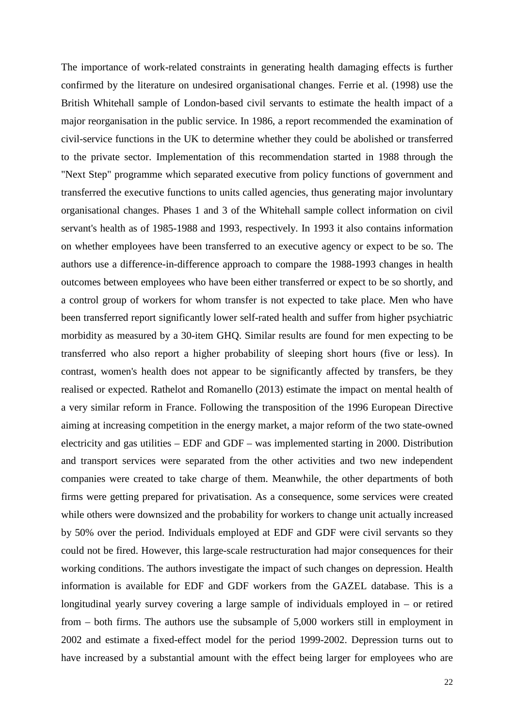The importance of work-related constraints in generating health damaging effects is further confirmed by the literature on undesired organisational changes. Ferrie et al. (1998) use the British Whitehall sample of London-based civil servants to estimate the health impact of a major reorganisation in the public service. In 1986, a report recommended the examination of civil-service functions in the UK to determine whether they could be abolished or transferred to the private sector. Implementation of this recommendation started in 1988 through the "Next Step" programme which separated executive from policy functions of government and transferred the executive functions to units called agencies, thus generating major involuntary organisational changes. Phases 1 and 3 of the Whitehall sample collect information on civil servant's health as of 1985-1988 and 1993, respectively. In 1993 it also contains information on whether employees have been transferred to an executive agency or expect to be so. The authors use a difference-in-difference approach to compare the 1988-1993 changes in health outcomes between employees who have been either transferred or expect to be so shortly, and a control group of workers for whom transfer is not expected to take place. Men who have been transferred report significantly lower self-rated health and suffer from higher psychiatric morbidity as measured by a 30-item GHQ. Similar results are found for men expecting to be transferred who also report a higher probability of sleeping short hours (five or less). In contrast, women's health does not appear to be significantly affected by transfers, be they realised or expected. Rathelot and Romanello (2013) estimate the impact on mental health of a very similar reform in France. Following the transposition of the 1996 European Directive aiming at increasing competition in the energy market, a major reform of the two state-owned electricity and gas utilities – EDF and GDF – was implemented starting in 2000. Distribution and transport services were separated from the other activities and two new independent companies were created to take charge of them. Meanwhile, the other departments of both firms were getting prepared for privatisation. As a consequence, some services were created while others were downsized and the probability for workers to change unit actually increased by 50% over the period. Individuals employed at EDF and GDF were civil servants so they could not be fired. However, this large-scale restructuration had major consequences for their working conditions. The authors investigate the impact of such changes on depression. Health information is available for EDF and GDF workers from the GAZEL database. This is a longitudinal yearly survey covering a large sample of individuals employed in – or retired from – both firms. The authors use the subsample of 5,000 workers still in employment in 2002 and estimate a fixed-effect model for the period 1999-2002. Depression turns out to have increased by a substantial amount with the effect being larger for employees who are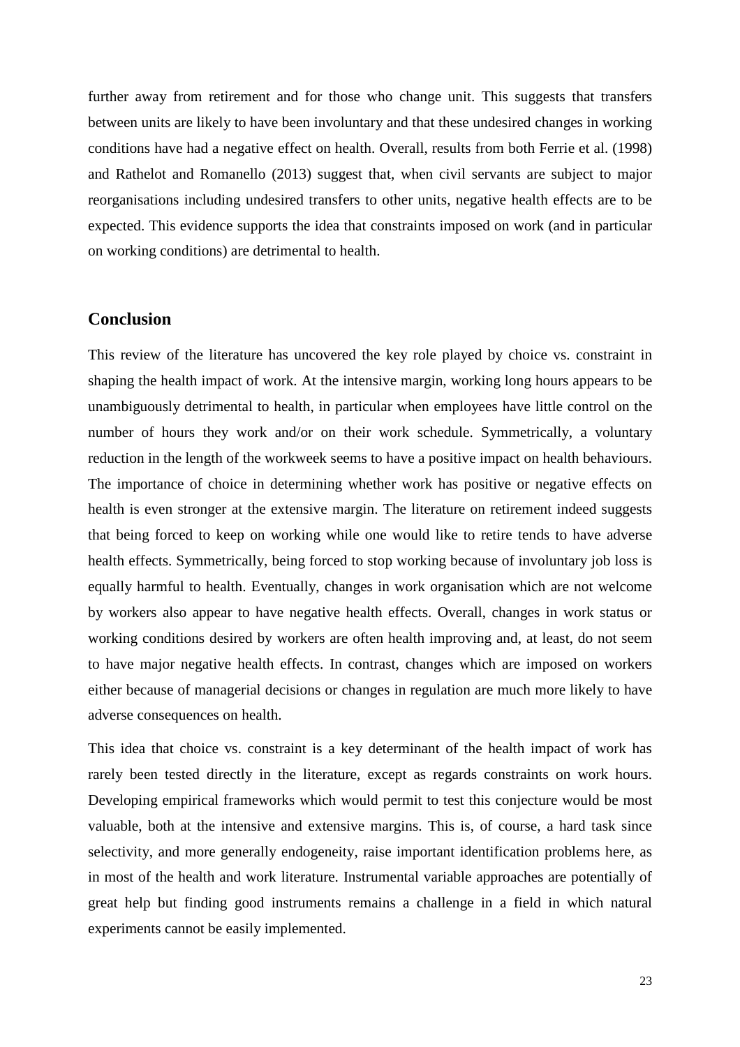further away from retirement and for those who change unit. This suggests that transfers between units are likely to have been involuntary and that these undesired changes in working conditions have had a negative effect on health. Overall, results from both Ferrie et al. (1998) and Rathelot and Romanello (2013) suggest that, when civil servants are subject to major reorganisations including undesired transfers to other units, negative health effects are to be expected. This evidence supports the idea that constraints imposed on work (and in particular on working conditions) are detrimental to health.

## Conclusion

This review of the literature has uncovered the key role played by choice vs. constraint in shaping the health impact of work. At the intensive margin, working long hours appears to be unambiguously detrimental to health, in particular when employees have little control on the number of hours they work and/or on their work schedule. Symmetrically, a voluntary reduction in the length of the workweek seems to have a positive impact on health behaviours. The importance of choice in determining whether work has positive or negative effects on health is even stronger at the extensive margin. The literature on retirement indeed suggests that being forced to keep on working while one would like to retire tends to have adverse health effects. Symmetrically, being forced to stop working because of involuntary job loss is equally harmful to health. Eventually, changes in work organisation which are not welcome by workers also appear to have negative health effects. Overall, changes in work status or working conditions desired by workers are often health improving and, at least, do not seem to have major negative health effects. In contrast, changes which are imposed on workers either because of managerial decisions or changes in regulation are much more likely to have adverse consequences on health.

This idea that choice vs. constraint is a key determinant of the health impact of work has rarely been tested directly in the literature, except as regards constraints on work hours. Developing empirical frameworks which would permit to test this conjecture would be most valuable, both at the intensive and extensive margins. This is, of course, a hard task since selectivity, and more generally endogeneity, raise important identification problems here, as in most of the health and work literature. Instrumental variable approaches are potentially of great help but finding good instruments remains a challenge in a field in which natural experiments cannot be easily implemented.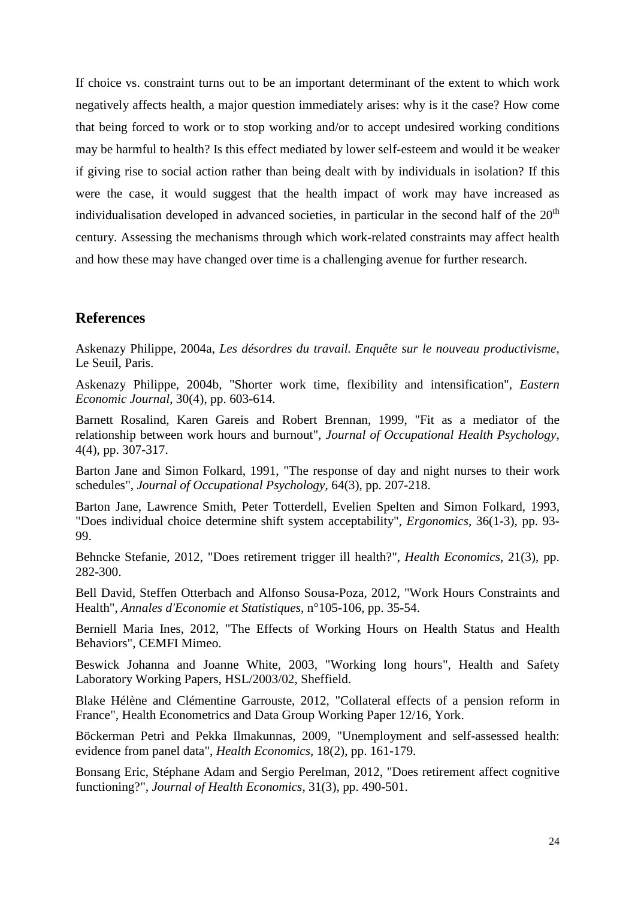If choice vs. constraint turns out to be an important determinant of the extent to which work negatively affects health, a major question immediately arises: why is it the case? How come that being forced to work or to stop working and/or to accept undesired working conditions may be harmful to health? Is this effect mediated by lower self-esteem and would it be weaker if giving rise to social action rather than being dealt with by individuals in isolation? If this were the case, it would suggest that the health impact of work may have increased as individualisation developed in advanced societies, in particular in the second half of the 20th century. Assessing the mechanisms through which work-related constraints may affect health and how these may have changed over time is a challenging avenue for further research.

## References

Askenazy Philippe, 2004a, *Les désordres du travail. Enquête sur le nouveau productivisme*, Le Seuil, Paris.

Askenazy Philippe, 2004b, "Shorter work time, flexibility and intensification", *Eastern Economic Journal*, 30(4), pp. 603-614.

Barnett Rosalind, Karen Gareis and Robert Brennan, 1999, "Fit as a mediator of the relationship between work hours and burnout", *Journal of Occupational Health Psychology*, 4(4), pp. 307-317.

Barton Jane and Simon Folkard, 1991, "The response of day and night nurses to their work schedules", *Journal of Occupational Psychology*, 64(3), pp. 207-218.

Barton Jane, Lawrence Smith, Peter Totterdell, Evelien Spelten and Simon Folkard, 1993, "Does individual choice determine shift system acceptability", *Ergonomics*, 36(1-3), pp. 93-99.

Behncke Stefanie, 2012, "Does retirement trigger ill health?", *Health Economics*, 21(3), pp. 282-300.

Bell David, Steffen Otterbach and Alfonso Sousa-Poza, 2012, "Work Hours Constraints and Health", *Annales d'Economie et Statistiques*, n°105-106, pp. 35-54.

Berniell Maria Ines, 2012, "The Effects of Working Hours on Health Status and Health Behaviors", CEMFI Mimeo.

Beswick Johanna and Joanne White, 2003, "Working long hours", Health and Safety Laboratory Working Papers, HSL/2003/02, Sheffield.

Blake Hélène and Clémentine Garrouste, 2012, "Collateral effects of a pension reform in France", Health Econometrics and Data Group Working Paper 12/16, York.

Böckerman Petri and Pekka Ilmakunnas, 2009, "Unemployment and self-assessed health: evidence from panel data", *Health Economics*, 18(2), pp. 161-179.

Bonsang Eric, Stéphane Adam and Sergio Perelman, 2012, "Does retirement affect cognitive functioning?", *Journal of Health Economics*, 31(3), pp. 490-501.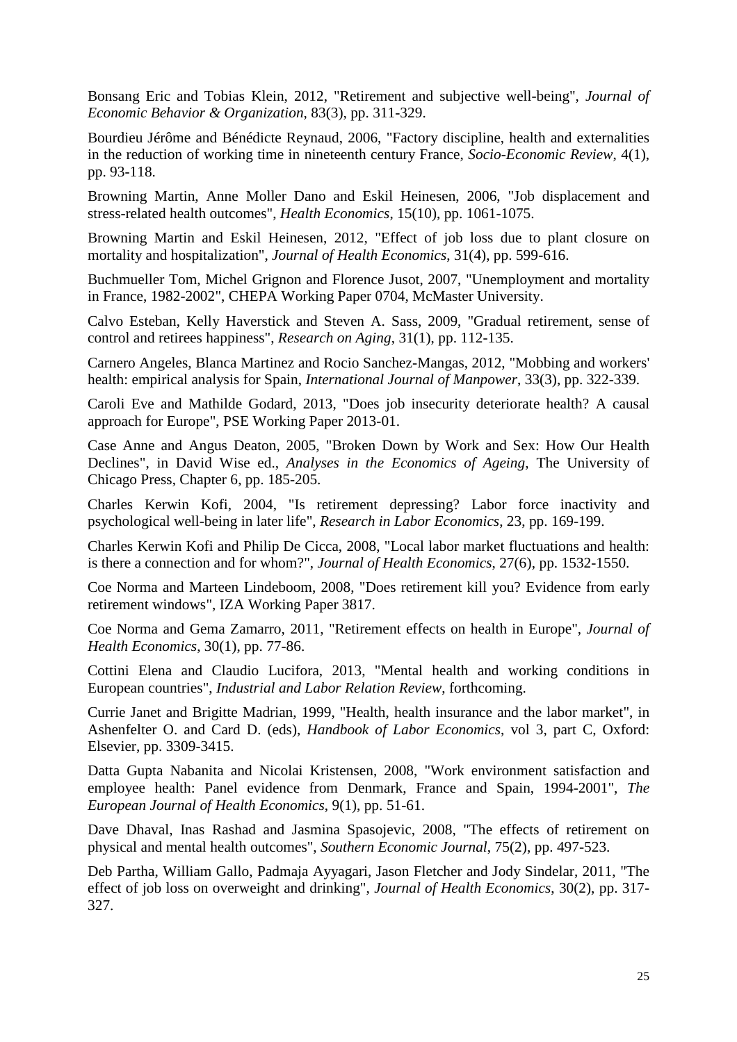Bonsang Eric and Tobias Klein, 2012, "Retirement and subjective well-being", *Journal of Economic Behavior & Organization*, 83(3), pp. 311-329.

Bourdieu Jérôme and Bénédicte Reynaud, 2006, "Factory discipline, health and externalities in the reduction of working time in nineteenth century France, *Socio-Economic Review*, 4(1), pp. 93-118.

Browning Martin, Anne Moller Dano and Eskil Heinesen, 2006, "Job displacement and stress-related health outcomes", *Health Economics*, 15(10), pp. 1061-1075.

Browning Martin and Eskil Heinesen, 2012, "Effect of job loss due to plant closure on mortality and hospitalization", *Journal of Health Economics*, 31(4), pp. 599-616.

Buchmueller Tom, Michel Grignon and Florence Jusot, 2007, "Unemployment and mortality in France, 1982-2002", CHEPA Working Paper 0704, McMaster University.

Calvo Esteban, Kelly Haverstick and Steven A. Sass, 2009, "Gradual retirement, sense of control and retirees happiness", *Research on Aging*, 31(1), pp. 112-135.

Carnero Angeles, Blanca Martinez and Rocio Sanchez-Mangas, 2012, "Mobbing and workers' health: empirical analysis for Spain, *International Journal of Manpower*, 33(3), pp. 322-339.

Caroli Eve and Mathilde Godard, 2013, "Does job insecurity deteriorate health? A causal approach for Europe", PSE Working Paper 2013-01.

Case Anne and Angus Deaton, 2005, "Broken Down by Work and Sex: How Our Health Declines", in David Wise ed., *Analyses in the Economics of Ageing*, The University of Chicago Press, Chapter 6, pp. 185-205.

Charles Kerwin Kofi, 2004, "Is retirement depressing? Labor force inactivity and psychological well-being in later life", *Research in Labor Economics*, 23, pp. 169-199.

Charles Kerwin Kofi and Philip De Cicca, 2008, "Local labor market fluctuations and health: is there a connection and for whom?", *Journal of Health Economics*, 27(6), pp. 1532-1550.

Coe Norma and Marteen Lindeboom, 2008, "Does retirement kill you? Evidence from early retirement windows", IZA Working Paper 3817.

Coe Norma and Gema Zamarro, 2011, "Retirement effects on health in Europe", *Journal of Health Economics*, 30(1), pp. 77-86.

Cottini Elena and Claudio Lucifora, 2013, "Mental health and working conditions in European countries", *Industrial and Labor Relation Review*, forthcoming.

Currie Janet and Brigitte Madrian, 1999, "Health, health insurance and the labor market", in Ashenfelter O. and Card D. (eds), *Handbook of Labor Economics*, vol 3, part C, Oxford: Elsevier, pp. 3309-3415.

Datta Gupta Nabanita and Nicolai Kristensen, 2008, "Work environment satisfaction and employee health: Panel evidence from Denmark, France and Spain, 1994-2001", *The European Journal of Health Economics*, 9(1), pp. 51-61.

Dave Dhaval, Inas Rashad and Jasmina Spasojevic, 2008, "The effects of retirement on physical and mental health outcomes", *Southern Economic Journal*, 75(2), pp. 497-523.

Deb Partha, William Gallo, Padmaja Ayyagari, Jason Fletcher and Jody Sindelar, 2011, "The effect of job loss on overweight and drinking", *Journal of Health Economics*, 30(2), pp. 317-327.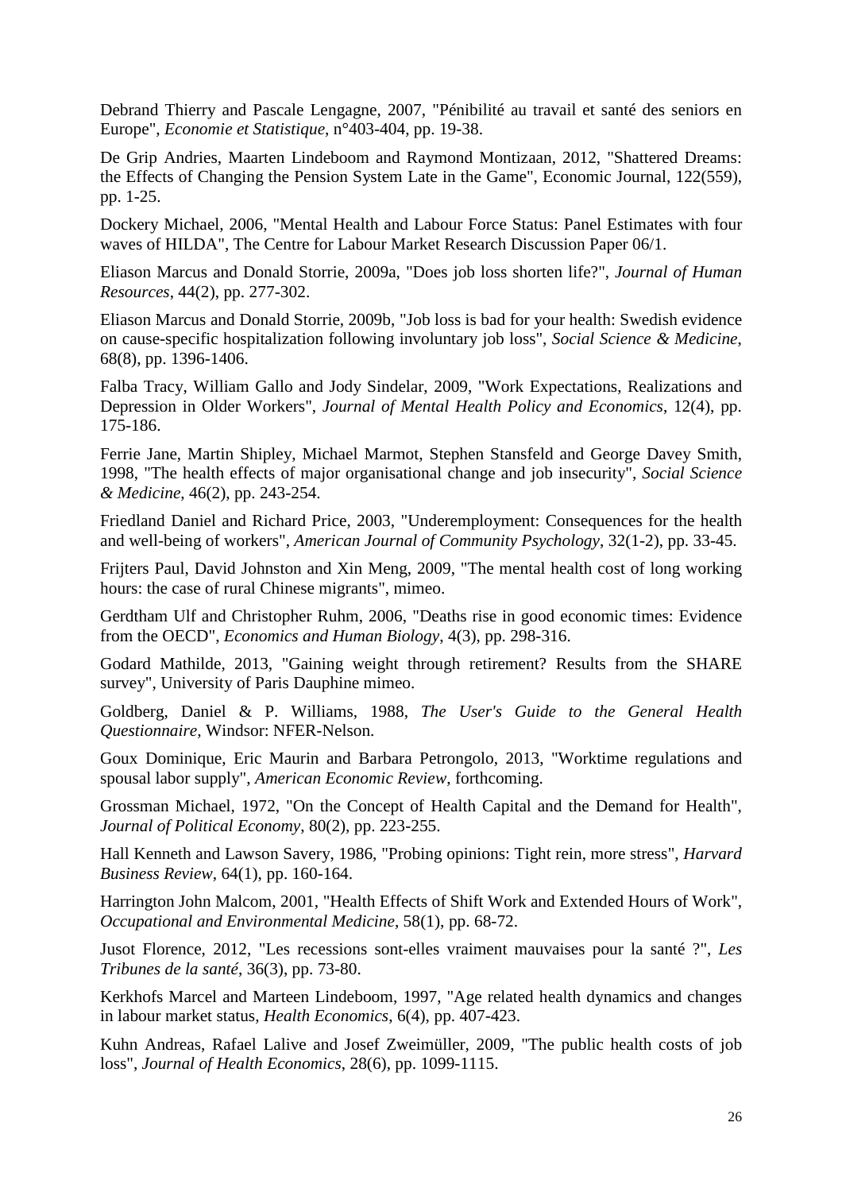Debrand Thierry and Pascale Lengagne, 2007, "Pénibilité au travail et santé des seniors en Europe", *Economie et Statistique*, n°403-404, pp. 19-38.

De Grip Andries, Maarten Lindeboom and Raymond Montizaan, 2012, "Shattered Dreams: the Effects of Changing the Pension System Late in the Game", Economic Journal, 122(559), pp. 1-25.

Dockery Michael, 2006, "Mental Health and Labour Force Status: Panel Estimates with four waves of HILDA", The Centre for Labour Market Research Discussion Paper 06/1.

Eliason Marcus and Donald Storrie, 2009a, "Does job loss shorten life?", *Journal of Human Resources*, 44(2), pp. 277-302.

Eliason Marcus and Donald Storrie, 2009b, "Job loss is bad for your health: Swedish evidence on cause-specific hospitalization following involuntary job loss", *Social Science & Medicine*, 68(8), pp. 1396-1406.

Falba Tracy, William Gallo and Jody Sindelar, 2009, "Work Expectations, Realizations and Depression in Older Workers", *Journal of Mental Health Policy and Economics*, 12(4), pp. 175-186.

Ferrie Jane, Martin Shipley, Michael Marmot, Stephen Stansfeld and George Davey Smith, 1998, "The health effects of major organisational change and job insecurity", *Social Science & Medicine*, 46(2), pp. 243-254.

Friedland Daniel and Richard Price, 2003, "Underemployment: Consequences for the health and well-being of workers", *American Journal of Community Psychology*, 32(1-2), pp. 33-45.

Frijters Paul, David Johnston and Xin Meng, 2009, "The mental health cost of long working hours: the case of rural Chinese migrants", mimeo.

Gerdtham Ulf and Christopher Ruhm, 2006, "Deaths rise in good economic times: Evidence from the OECD", *Economics and Human Biology*, 4(3), pp. 298-316.

Godard Mathilde, 2013, "Gaining weight through retirement? Results from the SHARE survey", University of Paris Dauphine mimeo.

Goldberg, Daniel & P. Williams, 1988, *The User's Guide to the General Health Questionnaire*, Windsor: NFER-Nelson.

Goux Dominique, Eric Maurin and Barbara Petrongolo, 2013, "Worktime regulations and spousal labor supply", *American Economic Review*, forthcoming.

Grossman Michael, 1972, "On the Concept of Health Capital and the Demand for Health", *Journal of Political Economy*, 80(2), pp. 223-255.

Hall Kenneth and Lawson Savery, 1986, "Probing opinions: Tight rein, more stress", *Harvard Business Review*, 64(1), pp. 160-164.

Harrington John Malcom, 2001, "Health Effects of Shift Work and Extended Hours of Work", *Occupational and Environmental Medicine*, 58(1), pp. 68-72.

Jusot Florence, 2012, "Les recessions sont-elles vraiment mauvaises pour la santé ?", *Les Tribunes de la santé*, 36(3), pp. 73-80.

Kerkhofs Marcel and Marteen Lindeboom, 1997, "Age related health dynamics and changes in labour market status, *Health Economics*, 6(4), pp. 407-423.

Kuhn Andreas, Rafael Lalive and Josef Zweimüller, 2009, "The public health costs of job loss", *Journal of Health Economics*, 28(6), pp. 1099-1115.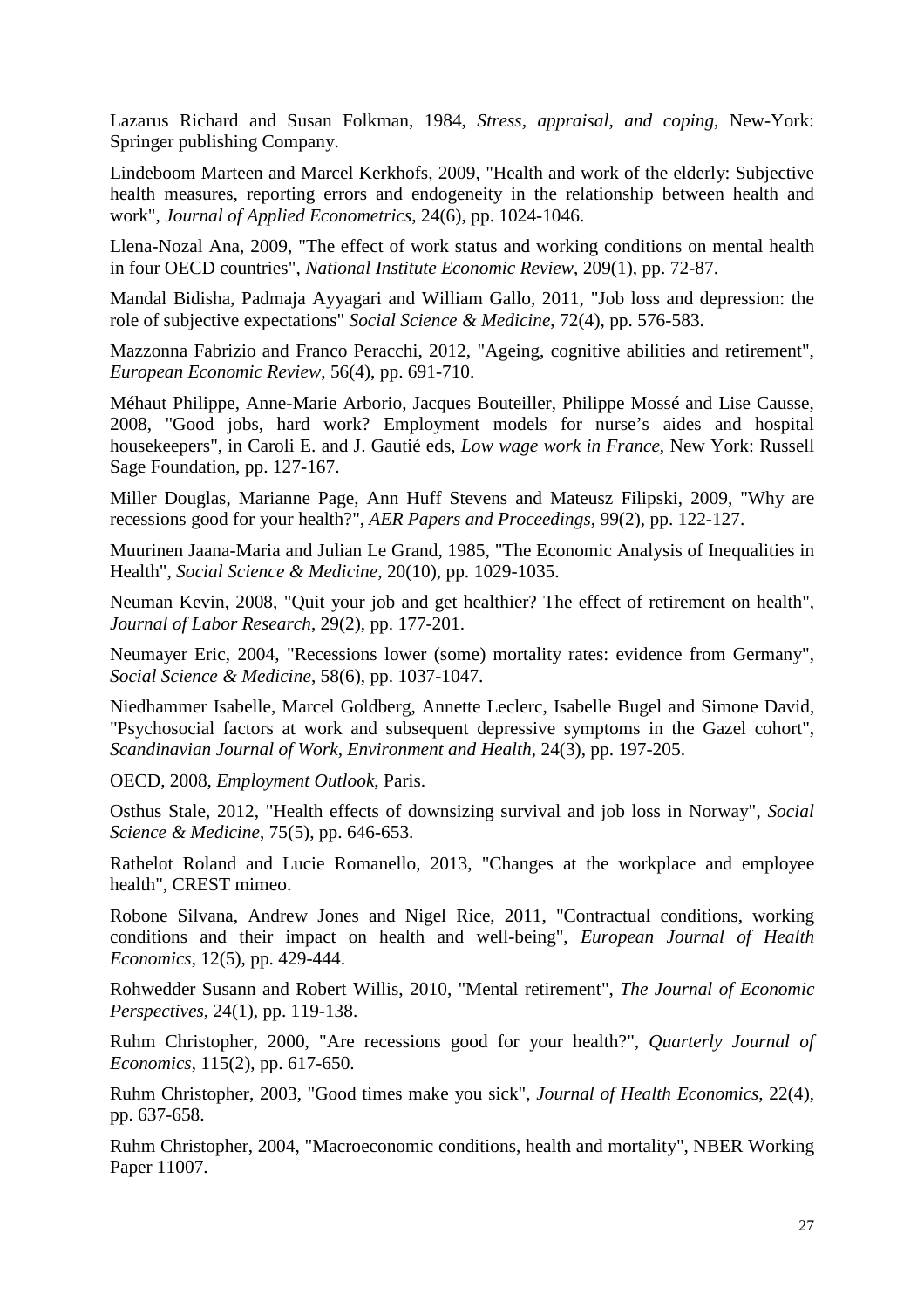Lazarus Richard and Susan Folkman, 1984, *Stress, appraisal, and coping*, New-York: Springer publishing Company.

Lindeboom Marteen and Marcel Kerkhofs, 2009, "Health and work of the elderly: Subjective health measures, reporting errors and endogeneity in the relationship between health and work", *Journal of Applied Econometrics*, 24(6), pp. 1024-1046.

Llena-Nozal Ana, 2009, "The effect of work status and working conditions on mental health in four OECD countries", *National Institute Economic Review*, 209(1), pp. 72-87.

Mandal Bidisha, Padmaja Ayyagari and William Gallo, 2011, "Job loss and depression: the role of subjective expectations" *Social Science & Medicine*, 72(4), pp. 576-583.

Mazzonna Fabrizio and Franco Peracchi, 2012, "Ageing, cognitive abilities and retirement", *European Economic Review*, 56(4), pp. 691-710.

Méhaut Philippe, Anne-Marie Arborio, Jacques Bouteiller, Philippe Mossé and Lise Causse, 2008, "Good jobs, hard work? Employment models for nurse's aides and hospital housekeepers", in Caroli E. and J. Gautié eds, *Low wage work in France*, New York: Russell Sage Foundation, pp. 127-167.

Miller Douglas, Marianne Page, Ann Huff Stevens and Mateusz Filipski, 2009, "Why are recessions good for your health?", *AER Papers and Proceedings*, 99(2), pp. 122-127.

Muurinen Jaana-Maria and Julian Le Grand, 1985, "The Economic Analysis of Inequalities in Health", *Social Science & Medicine*, 20(10), pp. 1029-1035.

Neuman Kevin, 2008, "Quit your job and get healthier? The effect of retirement on health", *Journal of Labor Research*, 29(2), pp. 177-201.

Neumayer Eric, 2004, "Recessions lower (some) mortality rates: evidence from Germany", *Social Science & Medicine*, 58(6), pp. 1037-1047.

Niedhammer Isabelle, Marcel Goldberg, Annette Leclerc, Isabelle Bugel and Simone David, "Psychosocial factors at work and subsequent depressive symptoms in the Gazel cohort", *Scandinavian Journal of Work, Environment and Health*, 24(3), pp. 197-205.

OECD, 2008, *Employment Outlook*, Paris.

Osthus Stale, 2012, "Health effects of downsizing survival and job loss in Norway", *Social Science & Medicine*, 75(5), pp. 646-653.

Rathelot Roland and Lucie Romanello, 2013, "Changes at the workplace and employee health", CREST mimeo.

Robone Silvana, Andrew Jones and Nigel Rice, 2011, "Contractual conditions, working conditions and their impact on health and well-being", *European Journal of Health Economics*, 12(5), pp. 429-444.

Rohwedder Susann and Robert Willis, 2010, "Mental retirement", *The Journal of Economic Perspectives*, 24(1), pp. 119-138.

Ruhm Christopher, 2000, "Are recessions good for your health?", *Quarterly Journal of Economics*, 115(2), pp. 617-650.

Ruhm Christopher, 2003, "Good times make you sick", *Journal of Health Economics*, 22(4), pp. 637-658.

Ruhm Christopher, 2004, "Macroeconomic conditions, health and mortality", NBER Working Paper 11007.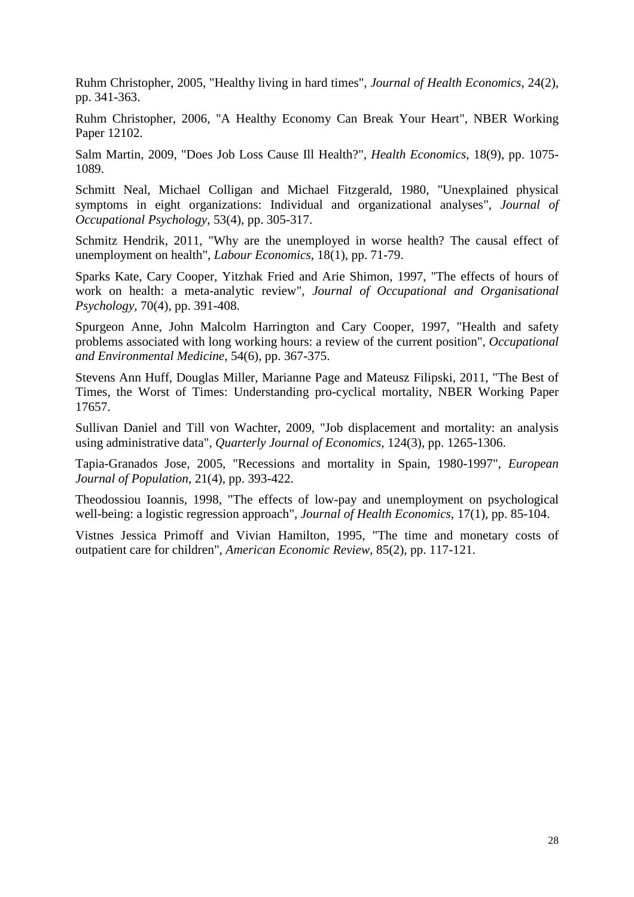Ruhm Christopher, 2005, "Healthy living in hard times", *Journal of Health Economics*, 24(2), pp. 341-363.

Ruhm Christopher, 2006, "A Healthy Economy Can Break Your Heart", NBER Working Paper 12102.

Salm Martin, 2009, "Does Job Loss Cause Ill Health?", *Health Economics*, 18(9), pp. 1075-1089.

Schmitt Neal, Michael Colligan and Michael Fitzgerald, 1980, "Unexplained physical symptoms in eight organizations: Individual and organizational analyses", *Journal of Occupational Psychology*, 53(4), pp. 305-317.

Schmitz Hendrik, 2011, "Why are the unemployed in worse health? The causal effect of unemployment on health", *Labour Economics*, 18(1), pp. 71-79.

Sparks Kate, Cary Cooper, Yitzhak Fried and Arie Shimon, 1997, "The effects of hours of work on health: a meta-analytic review", *Journal of Occupational and Organisational Psychology*, 70(4), pp. 391-408.

Spurgeon Anne, John Malcolm Harrington and Cary Cooper, 1997, "Health and safety problems associated with long working hours: a review of the current position", *Occupational and Environmental Medicine*, 54(6), pp. 367-375.

Stevens Ann Huff, Douglas Miller, Marianne Page and Mateusz Filipski, 2011, "The Best of Times, the Worst of Times: Understanding pro-cyclical mortality, NBER Working Paper 17657.

Sullivan Daniel and Till von Wachter, 2009, "Job displacement and mortality: an analysis using administrative data", *Quarterly Journal of Economics*, 124(3), pp. 1265-1306.

Tapia-Granados Jose, 2005, "Recessions and mortality in Spain, 1980-1997", *European Journal of Population*, 21(4), pp. 393-422.

Theodossiou Ioannis, 1998, "The effects of low-pay and unemployment on psychological well-being: a logistic regression approach", *Journal of Health Economics*, 17(1), pp. 85-104.

Vistnes Jessica Primoff and Vivian Hamilton, 1995, "The time and monetary costs of outpatient care for children", *American Economic Review*, 85(2), pp. 117-121.